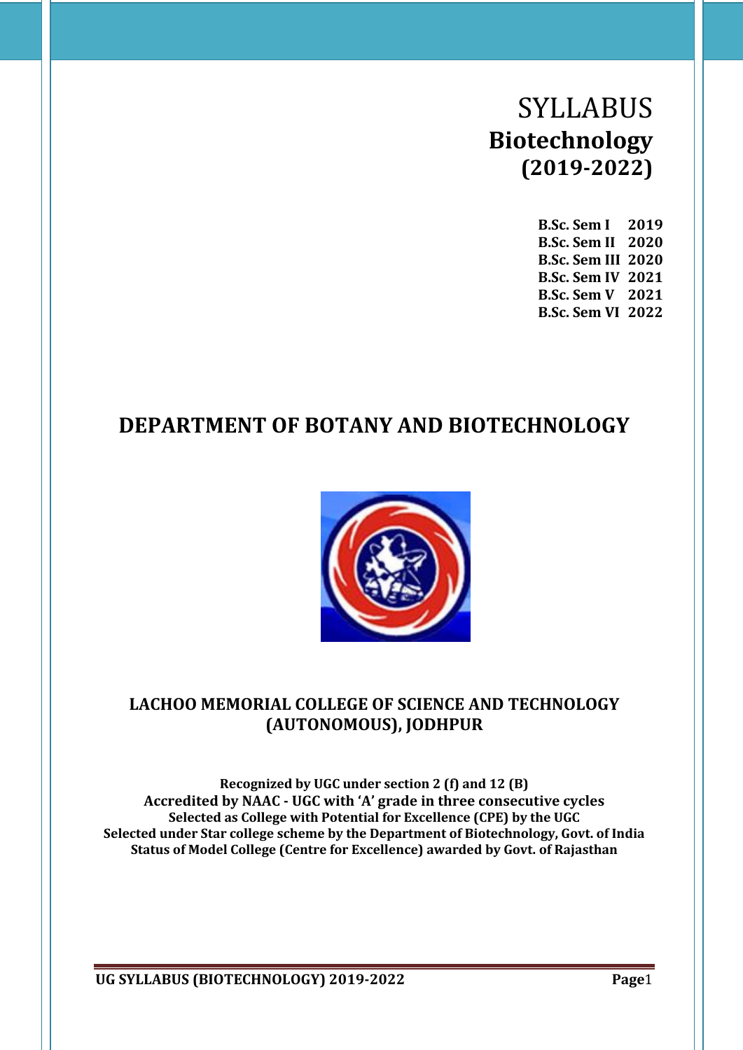# SYLLABUS

## Biotechnology (2019-2022)

**B.Sc. Sem I 2019**
**B.Sc. Sem II 2020**
**B.Sc. Sem III 2020**
**B.Sc. Sem IV 2021**
**B.Sc. Sem V 2021**
**B.Sc. Sem VI 2022**

## DEPARTMENT OF BOTANY AND BIOTECHNOLOGY

### LACHOO MEMORIAL COLLEGE OF SCIENCE AND TECHNOLOGY (AUTONOMOUS), JODHPUR

**Recognized by UGC under section 2 (f) and 12 (B)**
**Accredited by NAAC - UGC with 'A' grade in three consecutive cycles**
**Selected as College with Potential for Excellence (CPE) by the UGC**
**Selected under Star college scheme by the Department of Biotechnology, Govt. of India**
**Status of Model College (Centre for Excellence) awarded by Govt. of Rajasthan**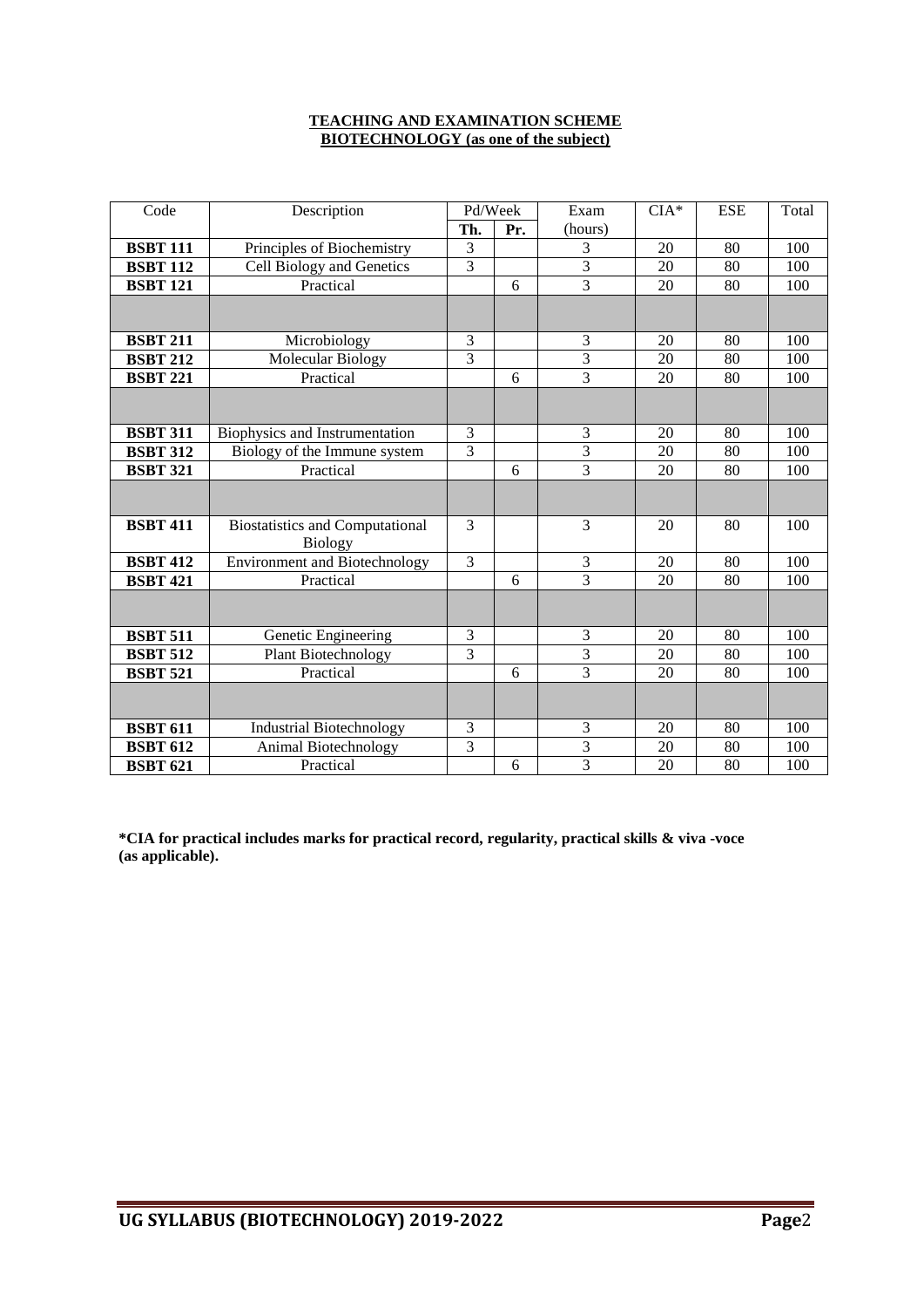**TEACHING AND EXAMINATION SCHEME**
**BIOTECHNOLOGY (as one of the subject)**

| Code | Description | Pd/Week | | Exam | CIA* | ESE | Total |
|---|---|---|---|---|---|---|---|
| | | **Th.** | **Pr.** | (hours) | | | |
| **BSBT 111** | Principles of Biochemistry | 3 | | 3 | 20 | 80 | 100 |
| **BSBT 112** | Cell Biology and Genetics | 3 | | 3 | 20 | 80 | 100 |
| **BSBT 121** | Practical | | 6 | 3 | 20 | 80 | 100 |
| | | | | | | | |
| **BSBT 211** | Microbiology | 3 | | 3 | 20 | 80 | 100 |
| **BSBT 212** | Molecular Biology | 3 | | 3 | 20 | 80 | 100 |
| **BSBT 221** | Practical | | 6 | 3 | 20 | 80 | 100 |
| | | | | | | | |
| **BSBT 311** | Biophysics and Instrumentation | 3 | | 3 | 20 | 80 | 100 |
| **BSBT 312** | Biology of the Immune system | 3 | | 3 | 20 | 80 | 100 |
| **BSBT 321** | Practical | | 6 | 3 | 20 | 80 | 100 |
| | | | | | | | |
| **BSBT 411** | Biostatistics and Computational Biology | 3 | | 3 | 20 | 80 | 100 |
| **BSBT 412** | Environment and Biotechnology | 3 | | 3 | 20 | 80 | 100 |
| **BSBT 421** | Practical | | 6 | 3 | 20 | 80 | 100 |
| | | | | | | | |
| **BSBT 511** | Genetic Engineering | 3 | | 3 | 20 | 80 | 100 |
| **BSBT 512** | Plant Biotechnology | 3 | | 3 | 20 | 80 | 100 |
| **BSBT 521** | Practical | | 6 | 3 | 20 | 80 | 100 |
| | | | | | | | |
| **BSBT 611** | Industrial Biotechnology | 3 | | 3 | 20 | 80 | 100 |
| **BSBT 612** | Animal Biotechnology | 3 | | 3 | 20 | 80 | 100 |
| **BSBT 621** | Practical | | 6 | 3 | 20 | 80 | 100 |

**\*CIA for practical includes marks for practical record, regularity, practical skills & viva -voce (as applicable).**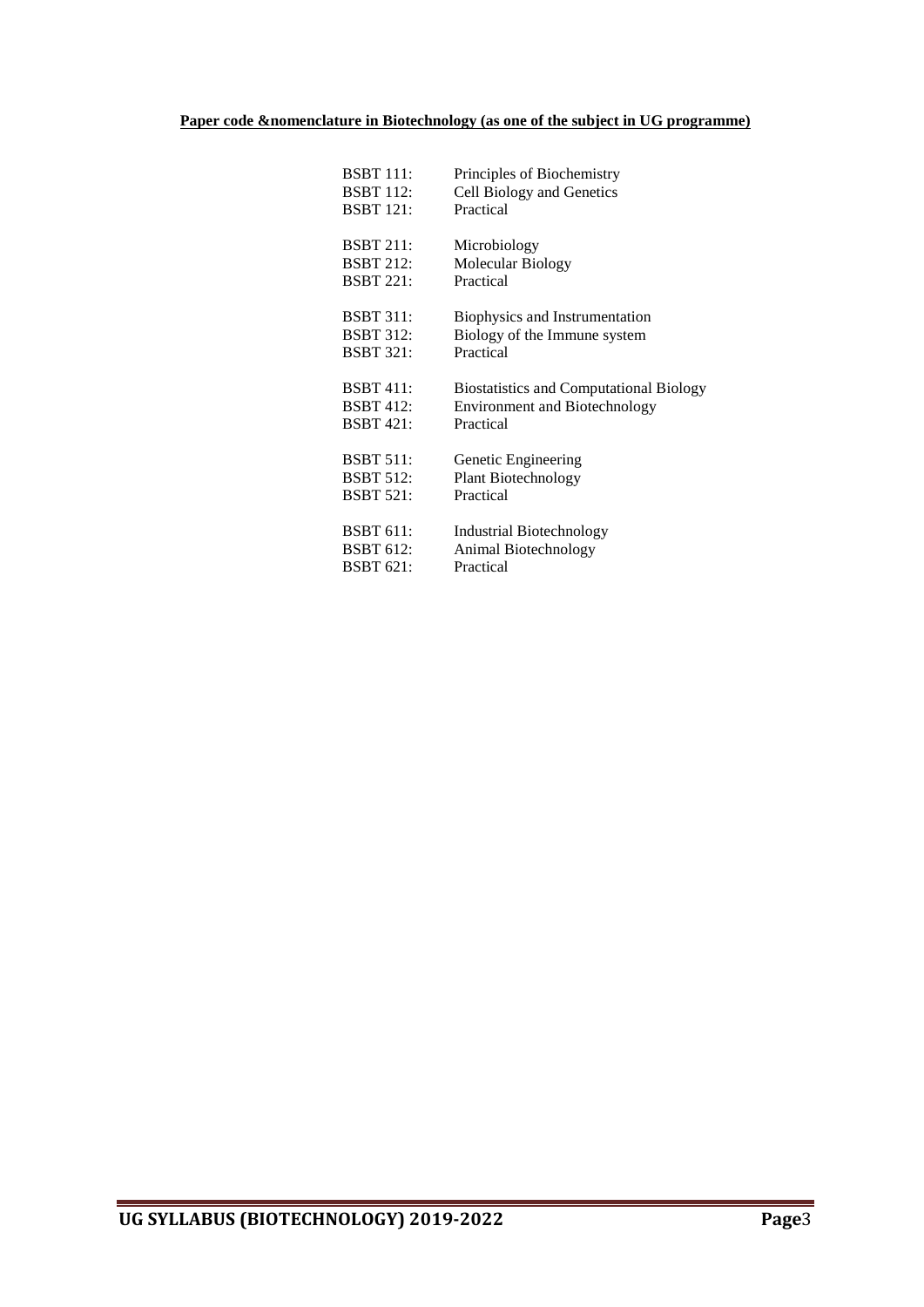**Paper code &nomenclature in Biotechnology (as one of the subject in UG programme)**

| | |
|---|---|
| BSBT 111: | Principles of Biochemistry |
| BSBT 112: | Cell Biology and Genetics |
| BSBT 121: | Practical |
| | |
| BSBT 211: | Microbiology |
| BSBT 212: | Molecular Biology |
| BSBT 221: | Practical |
| | |
| BSBT 311: | Biophysics and Instrumentation |
| BSBT 312: | Biology of the Immune system |
| BSBT 321: | Practical |
| | |
| BSBT 411: | Biostatistics and Computational Biology |
| BSBT 412: | Environment and Biotechnology |
| BSBT 421: | Practical |
| | |
| BSBT 511: | Genetic Engineering |
| BSBT 512: | Plant Biotechnology |
| BSBT 521: | Practical |
| | |
| BSBT 611: | Industrial Biotechnology |
| BSBT 612: | Animal Biotechnology |
| BSBT 621: | Practical |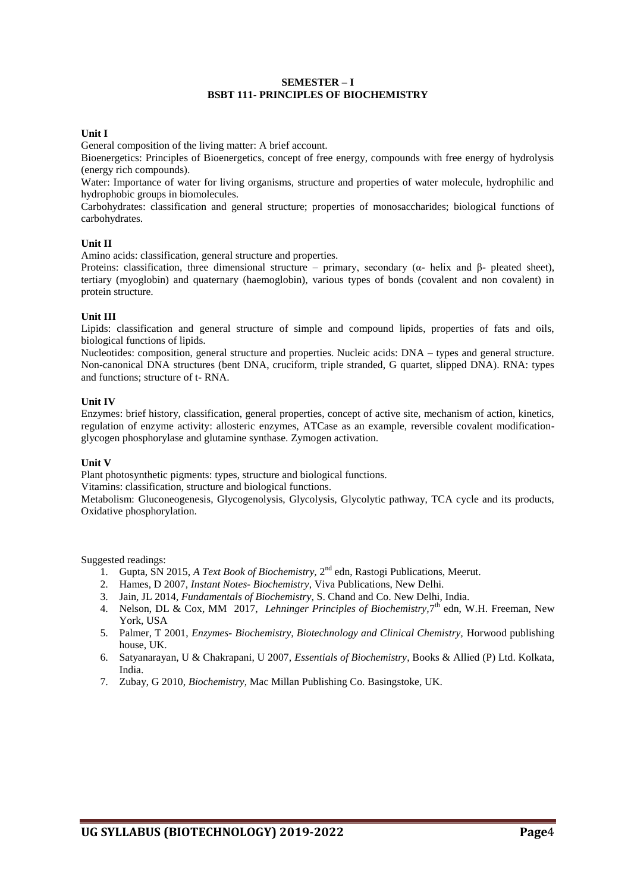## SEMESTER – I
## BSBT 111- PRINCIPLES OF BIOCHEMISTRY

**Unit I**

General composition of the living matter: A brief account.

Bioenergetics: Principles of Bioenergetics, concept of free energy, compounds with free energy of hydrolysis (energy rich compounds).

Water: Importance of water for living organisms, structure and properties of water molecule, hydrophilic and hydrophobic groups in biomolecules.

Carbohydrates: classification and general structure; properties of monosaccharides; biological functions of carbohydrates.

**Unit II**

Amino acids: classification, general structure and properties.

Proteins: classification, three dimensional structure – primary, secondary (α- helix and β- pleated sheet), tertiary (myoglobin) and quaternary (haemoglobin), various types of bonds (covalent and non covalent) in protein structure.

**Unit III**

Lipids: classification and general structure of simple and compound lipids, properties of fats and oils, biological functions of lipids.

Nucleotides: composition, general structure and properties. Nucleic acids: DNA – types and general structure. Non-canonical DNA structures (bent DNA, cruciform, triple stranded, G quartet, slipped DNA). RNA: types and functions; structure of t- RNA.

**Unit IV**

Enzymes: brief history, classification, general properties, concept of active site, mechanism of action, kinetics, regulation of enzyme activity: allosteric enzymes, ATCase as an example, reversible covalent modification-glycogen phosphorylase and glutamine synthase. Zymogen activation.

**Unit V**

Plant photosynthetic pigments: types, structure and biological functions.

Vitamins: classification, structure and biological functions.

Metabolism: Gluconeogenesis, Glycogenolysis, Glycolysis, Glycolytic pathway, TCA cycle and its products, Oxidative phosphorylation.

Suggested readings:

1. Gupta, SN 2015, *A Text Book of Biochemistry*, 2nd edn, Rastogi Publications, Meerut.
2. Hames, D 2007, *Instant Notes- Biochemistry*, Viva Publications, New Delhi.
3. Jain, JL 2014, *Fundamentals of Biochemistry*, S. Chand and Co. New Delhi, India.
4. Nelson, DL & Cox, MM 2017, *Lehninger Principles of Biochemistry*, 7th edn, W.H. Freeman, New York, USA
5. Palmer, T 2001, *Enzymes- Biochemistry, Biotechnology and Clinical Chemistry,* Horwood publishing house, UK.
6. Satyanarayan, U & Chakrapani, U 2007, *Essentials of Biochemistry*, Books & Allied (P) Ltd. Kolkata, India.
7. Zubay, G 2010, *Biochemistry*, Mac Millan Publishing Co. Basingstoke, UK.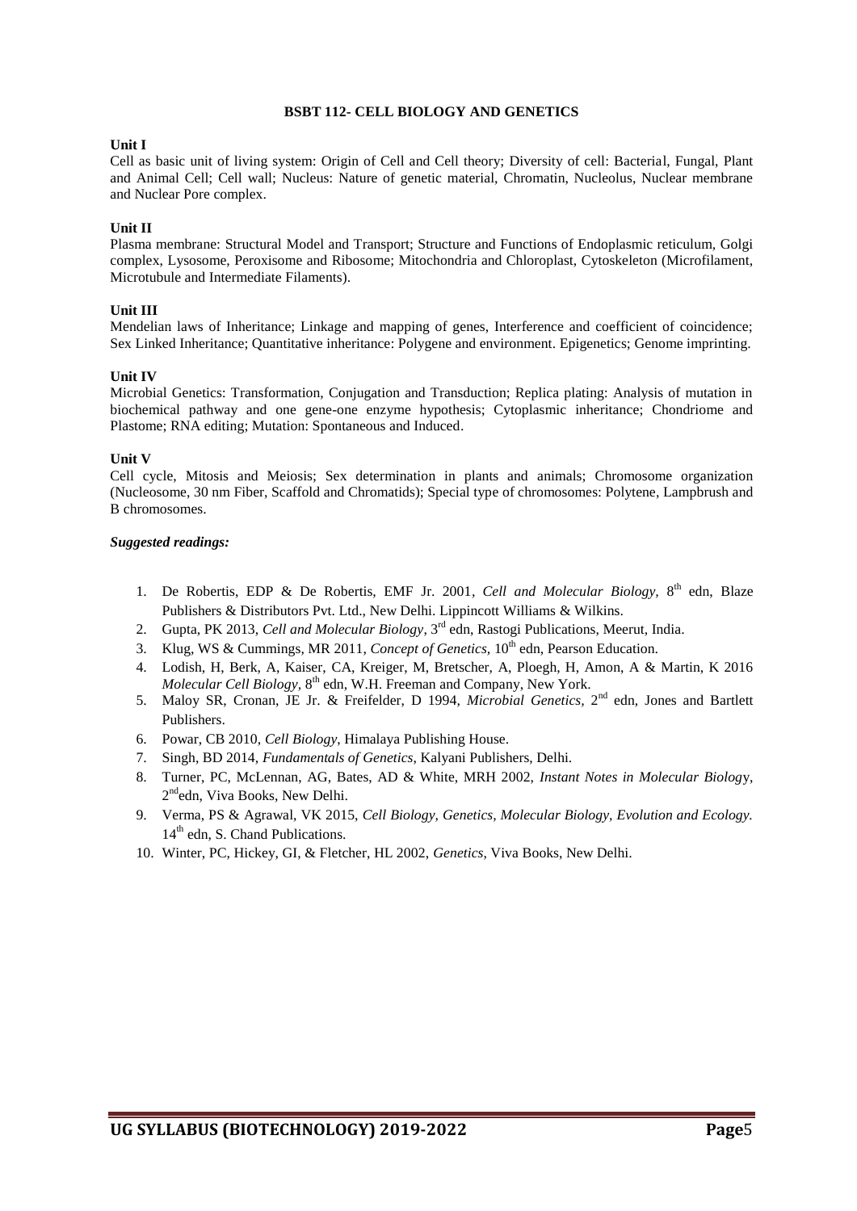# BSBT 112- CELL BIOLOGY AND GENETICS

**Unit I**

Cell as basic unit of living system: Origin of Cell and Cell theory; Diversity of cell: Bacterial, Fungal, Plant and Animal Cell; Cell wall; Nucleus: Nature of genetic material, Chromatin, Nucleolus, Nuclear membrane and Nuclear Pore complex.

**Unit II**

Plasma membrane: Structural Model and Transport; Structure and Functions of Endoplasmic reticulum, Golgi complex, Lysosome, Peroxisome and Ribosome; Mitochondria and Chloroplast, Cytoskeleton (Microfilament, Microtubule and Intermediate Filaments).

**Unit III**

Mendelian laws of Inheritance; Linkage and mapping of genes, Interference and coefficient of coincidence; Sex Linked Inheritance; Quantitative inheritance: Polygene and environment. Epigenetics; Genome imprinting.

**Unit IV**

Microbial Genetics: Transformation, Conjugation and Transduction; Replica plating: Analysis of mutation in biochemical pathway and one gene-one enzyme hypothesis; Cytoplasmic inheritance; Chondriome and Plastome; RNA editing; Mutation: Spontaneous and Induced.

**Unit V**

Cell cycle, Mitosis and Meiosis; Sex determination in plants and animals; Chromosome organization (Nucleosome, 30 nm Fiber, Scaffold and Chromatids); Special type of chromosomes: Polytene, Lampbrush and B chromosomes.

***Suggested readings:***

1. De Robertis, EDP & De Robertis, EMF Jr. 2001, *Cell and Molecular Biology,* 8th edn, Blaze Publishers & Distributors Pvt. Ltd., New Delhi. Lippincott Williams & Wilkins.
2. Gupta, PK 2013, *Cell and Molecular Biology*, 3rd edn, Rastogi Publications, Meerut, India.
3. Klug, WS & Cummings, MR 2011, *Concept of Genetics,* 10th edn, Pearson Education.
4. Lodish, H, Berk, A, Kaiser, CA, Kreiger, M, Bretscher, A, Ploegh, H, Amon, A & Martin, K 2016 *Molecular Cell Biology,* 8th edn, W.H. Freeman and Company, New York.
5. Maloy SR, Cronan, JE Jr. & Freifelder, D 1994, *Microbial Genetics,* 2nd edn, Jones and Bartlett Publishers.
6. Powar, CB 2010, *Cell Biology*, Himalaya Publishing House.
7. Singh, BD 2014, *Fundamentals of Genetics,* Kalyani Publishers, Delhi.
8. Turner, PC, McLennan, AG, Bates, AD & White, MRH 2002, *Instant Notes in Molecular Biology*, 2ndedn, Viva Books, New Delhi.
9. Verma, PS & Agrawal, VK 2015, *Cell Biology, Genetics, Molecular Biology, Evolution and Ecology.* 14th edn, S. Chand Publications.
10. Winter, PC, Hickey, GI, & Fletcher, HL 2002, *Genetics,* Viva Books, New Delhi.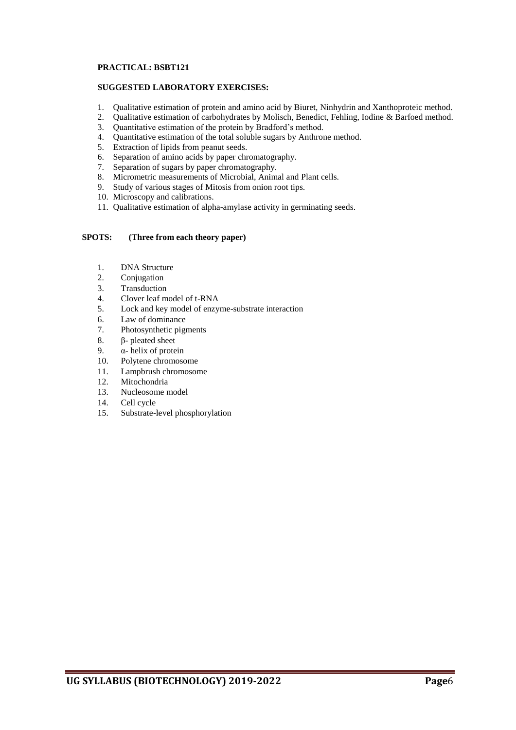**PRACTICAL: BSBT121**

**SUGGESTED LABORATORY EXERCISES:**

1. Qualitative estimation of protein and amino acid by Biuret, Ninhydrin and Xanthoproteic method.
2. Qualitative estimation of carbohydrates by Molisch, Benedict, Fehling, Iodine & Barfoed method.
3. Quantitative estimation of the protein by Bradford's method.
4. Quantitative estimation of the total soluble sugars by Anthrone method.
5. Extraction of lipids from peanut seeds.
6. Separation of amino acids by paper chromatography.
7. Separation of sugars by paper chromatography.
8. Micrometric measurements of Microbial, Animal and Plant cells.
9. Study of various stages of Mitosis from onion root tips.
10. Microscopy and calibrations.
11. Qualitative estimation of alpha-amylase activity in germinating seeds.

**SPOTS: (Three from each theory paper)**

1. DNA Structure
2. Conjugation
3. Transduction
4. Clover leaf model of t-RNA
5. Lock and key model of enzyme-substrate interaction
6. Law of dominance
7. Photosynthetic pigments
8. β- pleated sheet
9. α- helix of protein
10. Polytene chromosome
11. Lampbrush chromosome
12. Mitochondria
13. Nucleosome model
14. Cell cycle
15. Substrate-level phosphorylation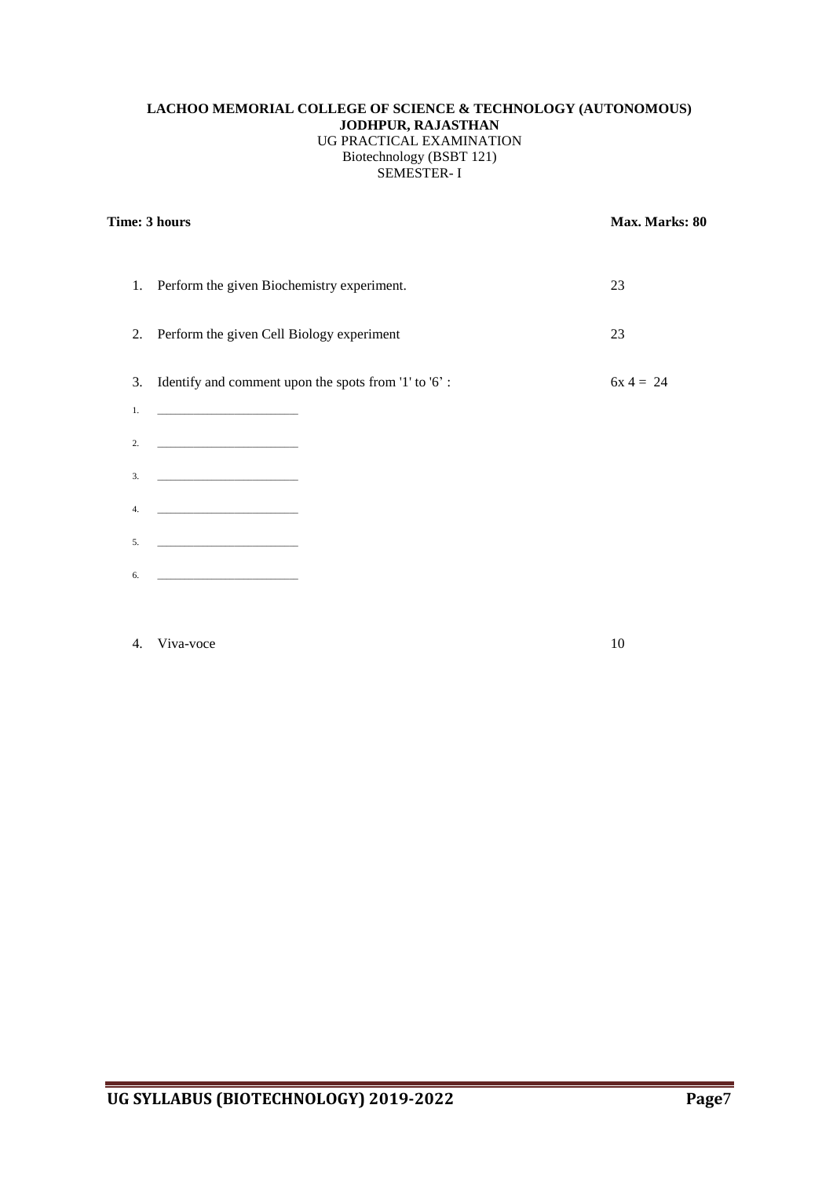**LACHOO MEMORIAL COLLEGE OF SCIENCE & TECHNOLOGY (AUTONOMOUS)**
**JODHPUR, RAJASTHAN**
UG PRACTICAL EXAMINATION
Biotechnology (BSBT 121)
SEMESTER- I

**Time: 3 hours** **Max. Marks: 80**

1. Perform the given Biochemistry experiment. 23

2. Perform the given Cell Biology experiment 23

3. Identify and comment upon the spots from '1' to '6' : 6x 4 = 24

   1. ______________________
   2. ______________________
   3. ______________________
   4. ______________________
   5. ______________________
   6. ______________________

4. Viva-voce 10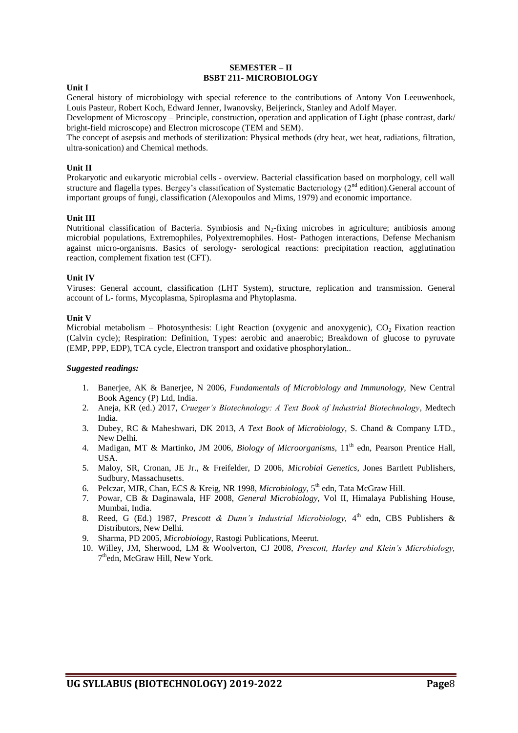## SEMESTER – II
## BSBT 211- MICROBIOLOGY

**Unit I**

General history of microbiology with special reference to the contributions of Antony Von Leeuwenhoek, Louis Pasteur, Robert Koch, Edward Jenner, Iwanovsky, Beijerinck, Stanley and Adolf Mayer.

Development of Microscopy – Principle, construction, operation and application of Light (phase contrast, dark/ bright-field microscope) and Electron microscope (TEM and SEM).

The concept of asepsis and methods of sterilization: Physical methods (dry heat, wet heat, radiations, filtration, ultra-sonication) and Chemical methods.

**Unit II**

Prokaryotic and eukaryotic microbial cells - overview. Bacterial classification based on morphology, cell wall structure and flagella types. Bergey's classification of Systematic Bacteriology (2nd edition).General account of important groups of fungi, classification (Alexopoulos and Mims, 1979) and economic importance.

**Unit III**

Nutritional classification of Bacteria. Symbiosis and $N_2$-fixing microbes in agriculture; antibiosis among microbial populations, Extremophiles, Polyextremophiles. Host- Pathogen interactions, Defense Mechanism against micro-organisms. Basics of serology- serological reactions: precipitation reaction, agglutination reaction, complement fixation test (CFT).

**Unit IV**

Viruses: General account, classification (LHT System), structure, replication and transmission. General account of L- forms, Mycoplasma, Spiroplasma and Phytoplasma.

**Unit V**

Microbial metabolism – Photosynthesis: Light Reaction (oxygenic and anoxygenic), $CO_2$ Fixation reaction (Calvin cycle); Respiration: Definition, Types: aerobic and anaerobic; Breakdown of glucose to pyruvate (EMP, PPP, EDP), TCA cycle, Electron transport and oxidative phosphorylation..

***Suggested readings:***

1. Banerjee, AK & Banerjee, N 2006, *Fundamentals of Microbiology and Immunology,* New Central Book Agency (P) Ltd, India.
2. Aneja, KR (ed.) 2017, *Crueger's Biotechnology: A Text Book of Industrial Biotechnology*, Medtech India.
3. Dubey, RC & Maheshwari, DK 2013, *A Text Book of Microbiology,* S. Chand & Company LTD., New Delhi.
4. Madigan, MT & Martinko, JM 2006, *Biology of Microorganisms*, 11th edn, Pearson Prentice Hall, USA.
5. Maloy, SR, Cronan, JE Jr., & Freifelder, D 2006, *Microbial Genetics*, Jones Bartlett Publishers, Sudbury, Massachusetts.
6. Pelczar, MJR, Chan, ECS & Kreig, NR 1998, *Microbiology*, 5th edn, Tata McGraw Hill.
7. Powar, CB & Daginawala, HF 2008, *General Microbiology*, Vol II, Himalaya Publishing House, Mumbai, India.
8. Reed, G (Ed.) 1987, *Prescott & Dunn's Industrial Microbiology,* 4th edn, CBS Publishers & Distributors, New Delhi.
9. Sharma, PD 2005, *Microbiology*, Rastogi Publications, Meerut.
10. Willey, JM, Sherwood, LM & Woolverton, CJ 2008, *Prescott, Harley and Klein's Microbiology,* 7thedn, McGraw Hill, New York.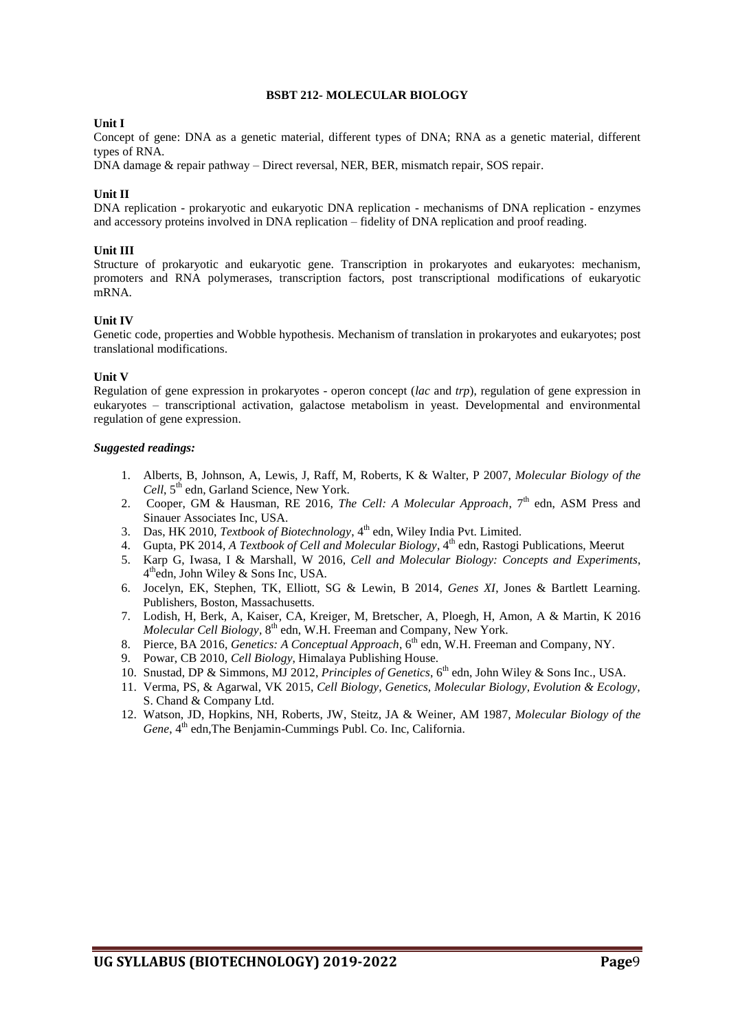## BSBT 212- MOLECULAR BIOLOGY

**Unit I**

Concept of gene: DNA as a genetic material, different types of DNA; RNA as a genetic material, different types of RNA.

DNA damage & repair pathway – Direct reversal, NER, BER, mismatch repair, SOS repair.

**Unit II**

DNA replication - prokaryotic and eukaryotic DNA replication - mechanisms of DNA replication - enzymes and accessory proteins involved in DNA replication – fidelity of DNA replication and proof reading.

**Unit III**

Structure of prokaryotic and eukaryotic gene. Transcription in prokaryotes and eukaryotes: mechanism, promoters and RNA polymerases, transcription factors, post transcriptional modifications of eukaryotic mRNA.

**Unit IV**

Genetic code, properties and Wobble hypothesis. Mechanism of translation in prokaryotes and eukaryotes; post translational modifications.

**Unit V**

Regulation of gene expression in prokaryotes - operon concept (*lac* and *trp*), regulation of gene expression in eukaryotes – transcriptional activation, galactose metabolism in yeast. Developmental and environmental regulation of gene expression.

***Suggested readings:***

1. Alberts, B, Johnson, A, Lewis, J, Raff, M, Roberts, K & Walter, P 2007, *Molecular Biology of the Cell*, 5th edn, Garland Science, New York.
2. Cooper, GM & Hausman, RE 2016, *The Cell: A Molecular Approach*, 7th edn, ASM Press and Sinauer Associates Inc, USA.
3. Das, HK 2010, *Textbook of Biotechnology*, 4th edn, Wiley India Pvt. Limited.
4. Gupta, PK 2014, *A Textbook of Cell and Molecular Biology*, 4th edn, Rastogi Publications, Meerut
5. Karp G, Iwasa, I & Marshall, W 2016, *Cell and Molecular Biology: Concepts and Experiments*, 4thedn, John Wiley & Sons Inc, USA.
6. Jocelyn, EK, Stephen, TK, Elliott, SG & Lewin, B 2014, *Genes XI*, Jones & Bartlett Learning. Publishers, Boston, Massachusetts.
7. Lodish, H, Berk, A, Kaiser, CA, Kreiger, M, Bretscher, A, Ploegh, H, Amon, A & Martin, K 2016 *Molecular Cell Biology*, 8th edn, W.H. Freeman and Company, New York.
8. Pierce, BA 2016, *Genetics: A Conceptual Approach*, 6th edn, W.H. Freeman and Company, NY.
9. Powar, CB 2010, *Cell Biology*, Himalaya Publishing House.
10. Snustad, DP & Simmons, MJ 2012, *Principles of Genetics*, 6th edn, John Wiley & Sons Inc., USA.
11. Verma, PS, & Agarwal, VK 2015, *Cell Biology, Genetics, Molecular Biology, Evolution & Ecology*, S. Chand & Company Ltd.
12. Watson, JD, Hopkins, NH, Roberts, JW, Steitz, JA & Weiner, AM 1987, *Molecular Biology of the Gene*, 4th edn,The Benjamin-Cummings Publ. Co. Inc, California.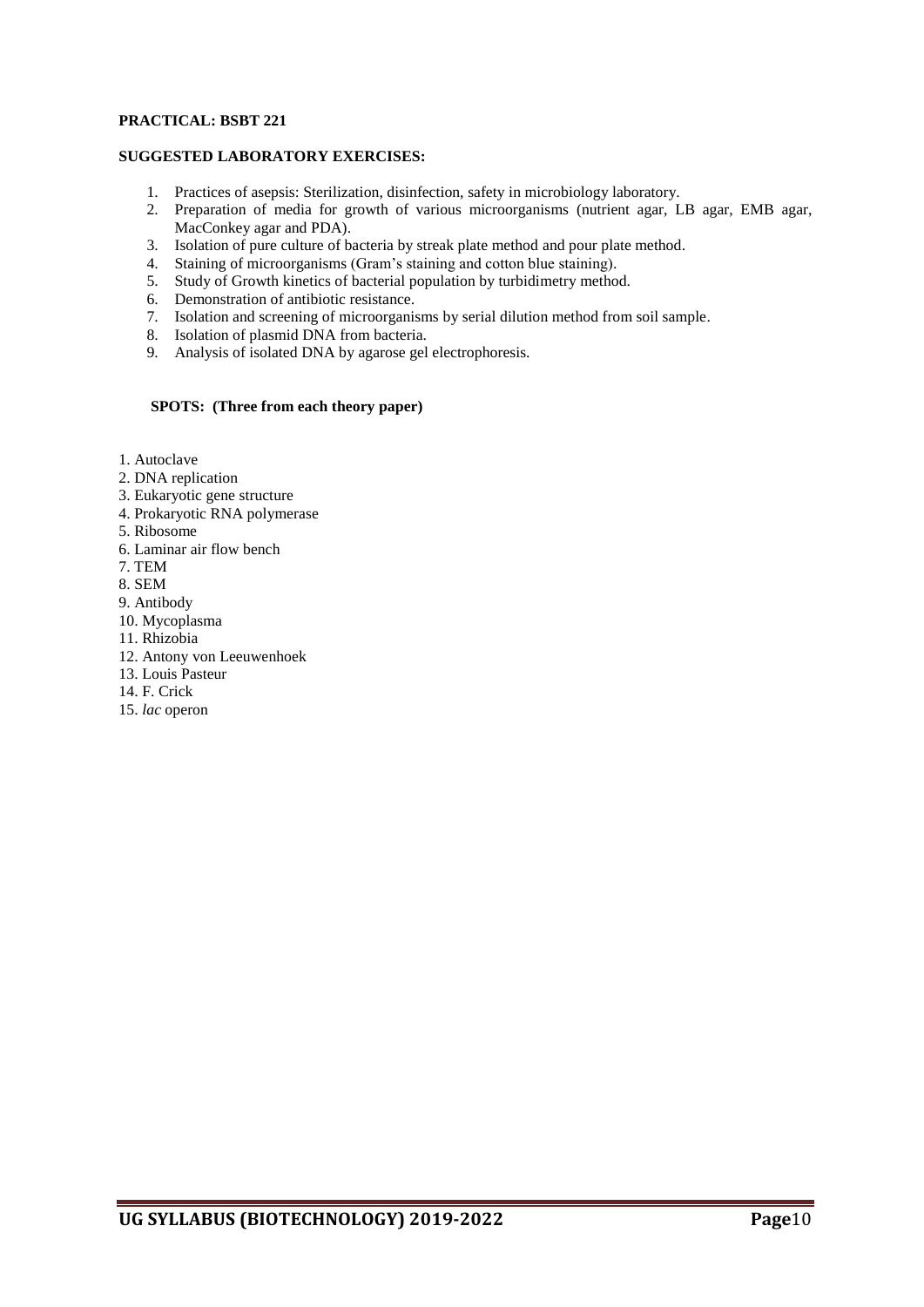**PRACTICAL: BSBT 221**

**SUGGESTED LABORATORY EXERCISES:**

1. Practices of asepsis: Sterilization, disinfection, safety in microbiology laboratory.
2. Preparation of media for growth of various microorganisms (nutrient agar, LB agar, EMB agar, MacConkey agar and PDA).
3. Isolation of pure culture of bacteria by streak plate method and pour plate method.
4. Staining of microorganisms (Gram's staining and cotton blue staining).
5. Study of Growth kinetics of bacterial population by turbidimetry method.
6. Demonstration of antibiotic resistance.
7. Isolation and screening of microorganisms by serial dilution method from soil sample.
8. Isolation of plasmid DNA from bacteria.
9. Analysis of isolated DNA by agarose gel electrophoresis.

**SPOTS: (Three from each theory paper)**

1. Autoclave
2. DNA replication
3. Eukaryotic gene structure
4. Prokaryotic RNA polymerase
5. Ribosome
6. Laminar air flow bench
7. TEM
8. SEM
9. Antibody
10. Mycoplasma
11. Rhizobia
12. Antony von Leeuwenhoek
13. Louis Pasteur
14. F. Crick
15. *lac* operon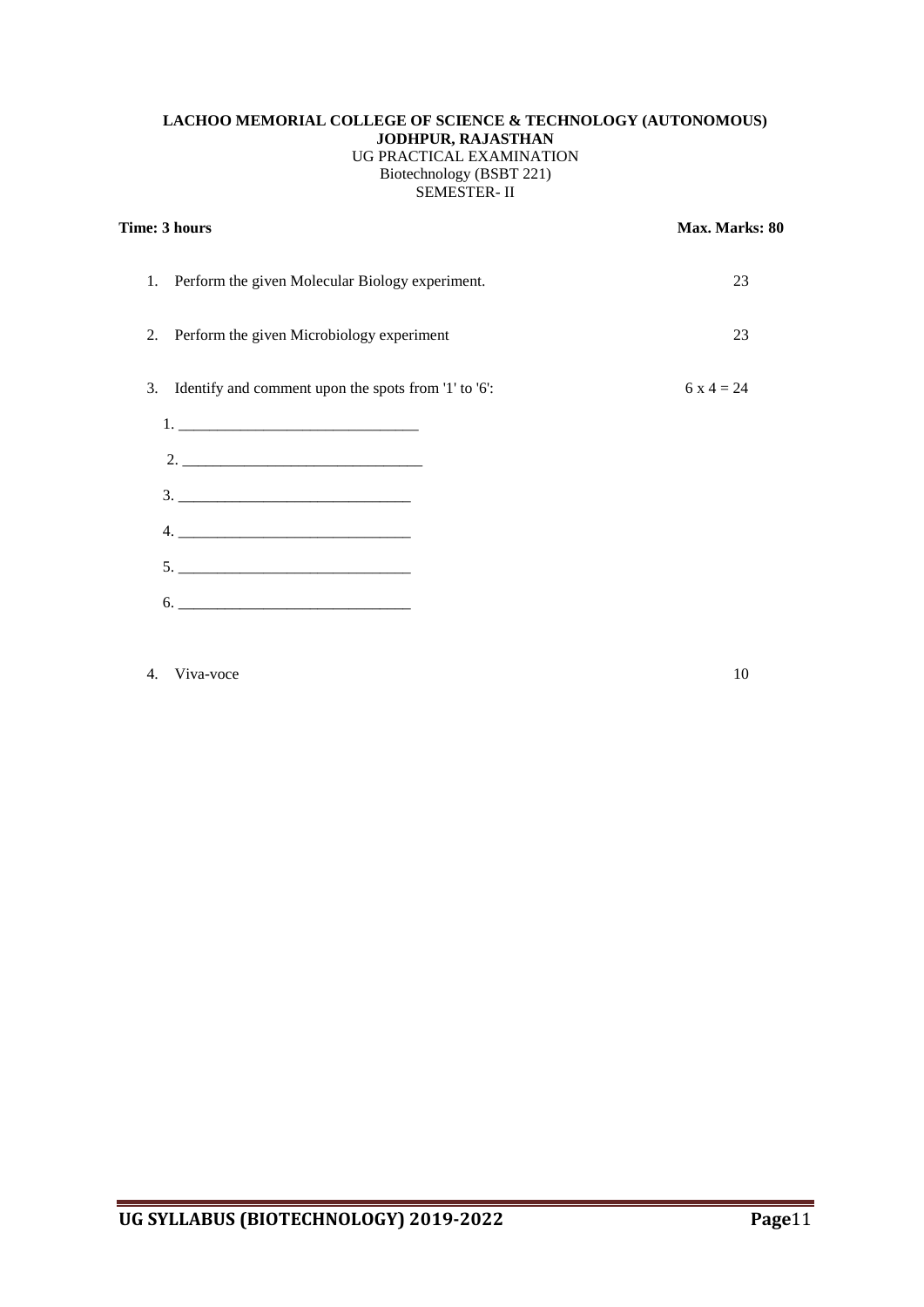**LACHOO MEMORIAL COLLEGE OF SCIENCE & TECHNOLOGY (AUTONOMOUS)**
**JODHPUR, RAJASTHAN**
UG PRACTICAL EXAMINATION
Biotechnology (BSBT 221)
SEMESTER- II

**Time: 3 hours** **Max. Marks: 80**

1. Perform the given Molecular Biology experiment. 23

2. Perform the given Microbiology experiment 23

3. Identify and comment upon the spots from '1' to '6': 6 x 4 = 24

   1. ______________________________
   2. ______________________________
   3. ______________________________
   4. ______________________________
   5. ______________________________
   6. ______________________________

4. Viva-voce 10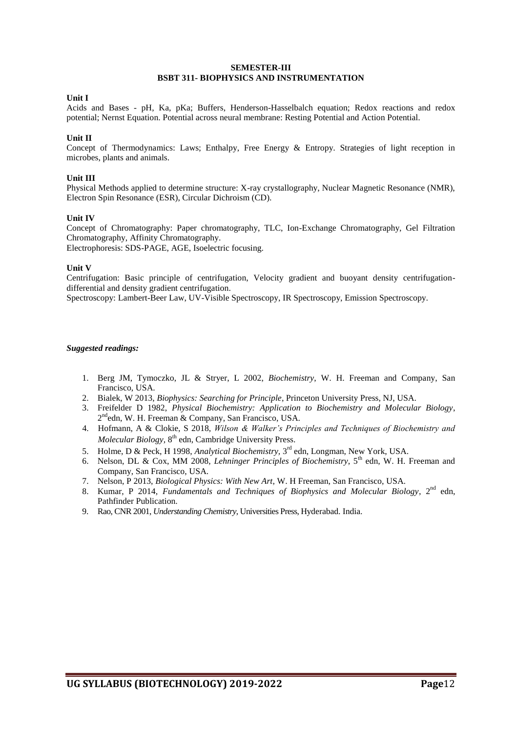## SEMESTER-III

## BSBT 311- BIOPHYSICS AND INSTRUMENTATION

**Unit I**

Acids and Bases - pH, Ka, pKa; Buffers, Henderson-Hasselbalch equation; Redox reactions and redox potential; Nernst Equation. Potential across neural membrane: Resting Potential and Action Potential.

**Unit II**

Concept of Thermodynamics: Laws; Enthalpy, Free Energy & Entropy. Strategies of light reception in microbes, plants and animals.

**Unit III**

Physical Methods applied to determine structure: X-ray crystallography, Nuclear Magnetic Resonance (NMR), Electron Spin Resonance (ESR), Circular Dichroism (CD).

**Unit IV**

Concept of Chromatography: Paper chromatography, TLC, Ion-Exchange Chromatography, Gel Filtration Chromatography, Affinity Chromatography.

Electrophoresis: SDS-PAGE, AGE, Isoelectric focusing.

**Unit V**

Centrifugation: Basic principle of centrifugation, Velocity gradient and buoyant density centrifugation-differential and density gradient centrifugation.

Spectroscopy: Lambert-Beer Law, UV-Visible Spectroscopy, IR Spectroscopy, Emission Spectroscopy.

***Suggested readings:***

1. Berg JM, Tymoczko, JL & Stryer, L 2002, *Biochemistry*, W. H. Freeman and Company, San Francisco, USA.
2. Bialek, W 2013, *Biophysics: Searching for Principle*, Princeton University Press, NJ, USA.
3. Freifelder D 1982, *Physical Biochemistry: Application to Biochemistry and Molecular Biology*, 2nd edn, W. H. Freeman & Company, San Francisco, USA.
4. Hofmann, A & Clokie, S 2018, *Wilson & Walker's Principles and Techniques of Biochemistry and Molecular Biology*, 8th edn, Cambridge University Press.
5. Holme, D & Peck, H 1998, *Analytical Biochemistry*, 3rd edn, Longman, New York, USA.
6. Nelson, DL & Cox, MM 2008, *Lehninger Principles of Biochemistry*, 5th edn, W. H. Freeman and Company, San Francisco, USA.
7. Nelson, P 2013, *Biological Physics: With New Art*, W. H Freeman, San Francisco, USA.
8. Kumar, P 2014, *Fundamentals and Techniques of Biophysics and Molecular Biology*, 2nd edn, Pathfinder Publication.
9. Rao, CNR 2001, *Understanding Chemistry*, Universities Press, Hyderabad. India.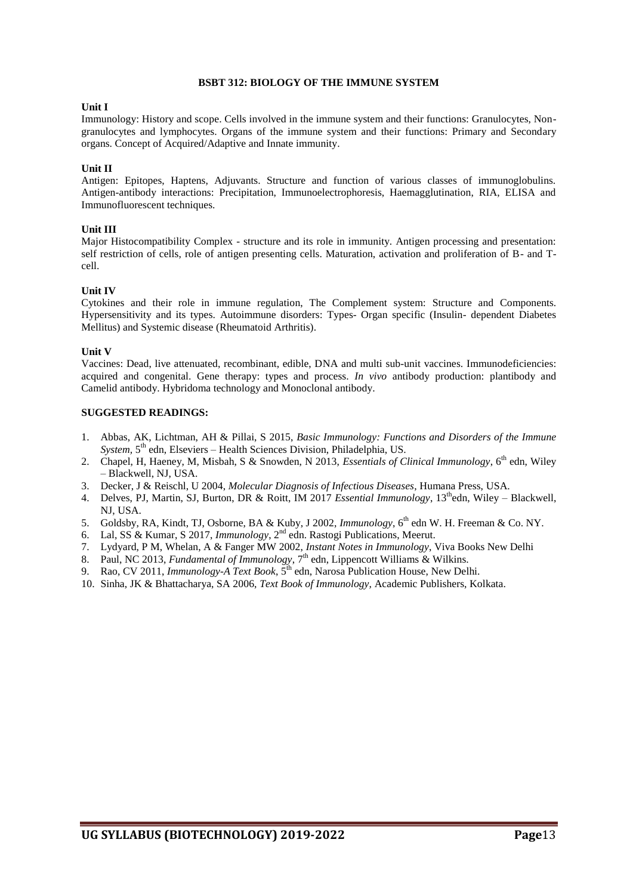## BSBT 312: BIOLOGY OF THE IMMUNE SYSTEM

**Unit I**

Immunology: History and scope. Cells involved in the immune system and their functions: Granulocytes, Non-granulocytes and lymphocytes. Organs of the immune system and their functions: Primary and Secondary organs. Concept of Acquired/Adaptive and Innate immunity.

**Unit II**

Antigen: Epitopes, Haptens, Adjuvants. Structure and function of various classes of immunoglobulins. Antigen-antibody interactions: Precipitation, Immunoelectrophoresis, Haemagglutination, RIA, ELISA and Immunofluorescent techniques.

**Unit III**

Major Histocompatibility Complex - structure and its role in immunity. Antigen processing and presentation: self restriction of cells, role of antigen presenting cells. Maturation, activation and proliferation of B- and T-cell.

**Unit IV**

Cytokines and their role in immune regulation, The Complement system: Structure and Components. Hypersensitivity and its types. Autoimmune disorders: Types- Organ specific (Insulin- dependent Diabetes Mellitus) and Systemic disease (Rheumatoid Arthritis).

**Unit V**

Vaccines: Dead, live attenuated, recombinant, edible, DNA and multi sub-unit vaccines. Immunodeficiencies: acquired and congenital. Gene therapy: types and process. *In vivo* antibody production: plantibody and Camelid antibody. Hybridoma technology and Monoclonal antibody.

**SUGGESTED READINGS:**

1. Abbas, AK, Lichtman, AH & Pillai, S 2015, *Basic Immunology: Functions and Disorders of the Immune System*, 5th edn, Elseviers – Health Sciences Division, Philadelphia, US.
2. Chapel, H, Haeney, M, Misbah, S & Snowden, N 2013, *Essentials of Clinical Immunology*, 6th edn, Wiley – Blackwell, NJ, USA.
3. Decker, J & Reischl, U 2004, *Molecular Diagnosis of Infectious Diseases*, Humana Press, USA.
4. Delves, PJ, Martin, SJ, Burton, DR & Roitt, IM 2017 *Essential Immunology*, 13th edn, Wiley – Blackwell, NJ, USA.
5. Goldsby, RA, Kindt, TJ, Osborne, BA & Kuby, J 2002, *Immunology*, 6th edn W. H. Freeman & Co. NY.
6. Lal, SS & Kumar, S 2017, *Immunology*, 2nd edn. Rastogi Publications, Meerut.
7. Lydyard, P M, Whelan, A & Fanger MW 2002, *Instant Notes in Immunology*, Viva Books New Delhi
8. Paul, NC 2013, *Fundamental of Immunology*, 7th edn, Lippencott Williams & Wilkins.
9. Rao, CV 2011, *Immunology-A Text Book*, 5th edn, Narosa Publication House, New Delhi.
10. Sinha, JK & Bhattacharya, SA 2006, *Text Book of Immunology,* Academic Publishers, Kolkata.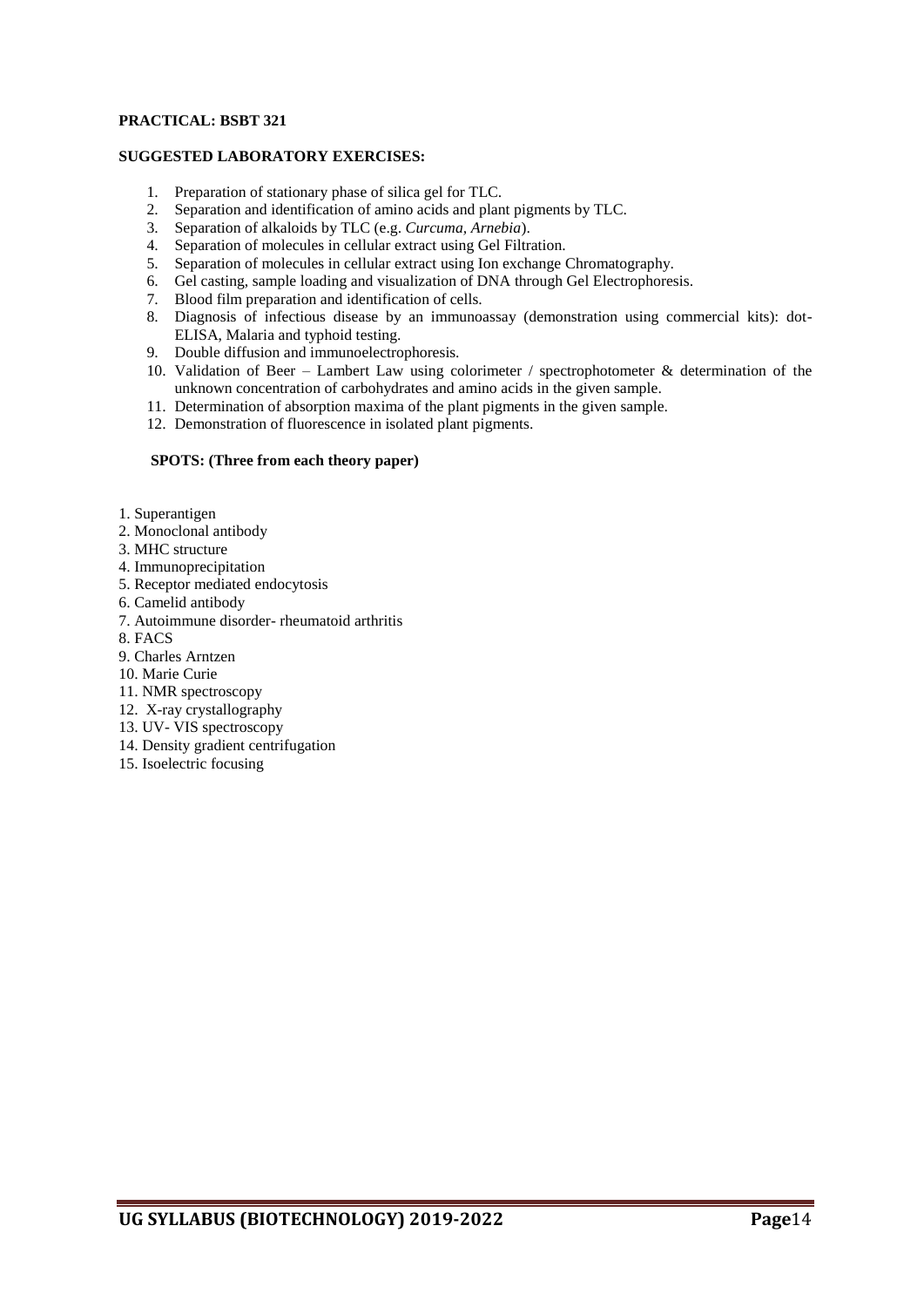**PRACTICAL: BSBT 321**

**SUGGESTED LABORATORY EXERCISES:**

1. Preparation of stationary phase of silica gel for TLC.
2. Separation and identification of amino acids and plant pigments by TLC.
3. Separation of alkaloids by TLC (e.g. *Curcuma, Arnebia*).
4. Separation of molecules in cellular extract using Gel Filtration.
5. Separation of molecules in cellular extract using Ion exchange Chromatography.
6. Gel casting, sample loading and visualization of DNA through Gel Electrophoresis.
7. Blood film preparation and identification of cells.
8. Diagnosis of infectious disease by an immunoassay (demonstration using commercial kits): dot-ELISA, Malaria and typhoid testing.
9. Double diffusion and immunoelectrophoresis.
10. Validation of Beer – Lambert Law using colorimeter / spectrophotometer & determination of the unknown concentration of carbohydrates and amino acids in the given sample.
11. Determination of absorption maxima of the plant pigments in the given sample.
12. Demonstration of fluorescence in isolated plant pigments.

**SPOTS: (Three from each theory paper)**

1. Superantigen
2. Monoclonal antibody
3. MHC structure
4. Immunoprecipitation
5. Receptor mediated endocytosis
6. Camelid antibody
7. Autoimmune disorder- rheumatoid arthritis
8. FACS
9. Charles Arntzen
10. Marie Curie
11. NMR spectroscopy
12. X-ray crystallography
13. UV- VIS spectroscopy
14. Density gradient centrifugation
15. Isoelectric focusing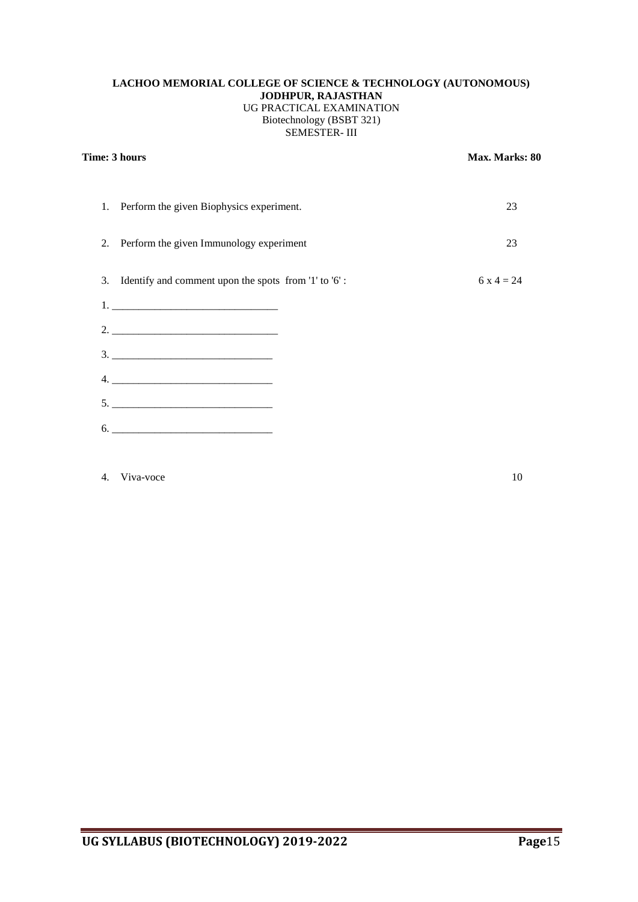**LACHOO MEMORIAL COLLEGE OF SCIENCE & TECHNOLOGY (AUTONOMOUS)**
**JODHPUR, RAJASTHAN**
UG PRACTICAL EXAMINATION
Biotechnology (BSBT 321)
SEMESTER- III

**Time: 3 hours** **Max. Marks: 80**

| | | |
|---|---|---|
| 1. | Perform the given Biophysics experiment. | 23 |
| 2. | Perform the given Immunology experiment | 23 |
| 3. | Identify and comment upon the spots from '1' to '6' : | 6 x 4 = 24 |

1. ______________________________
2. ______________________________
3. ______________________________
4. ______________________________
5. ______________________________
6. ______________________________

| | | |
|---|---|---|
| 4. | Viva-voce | 10 |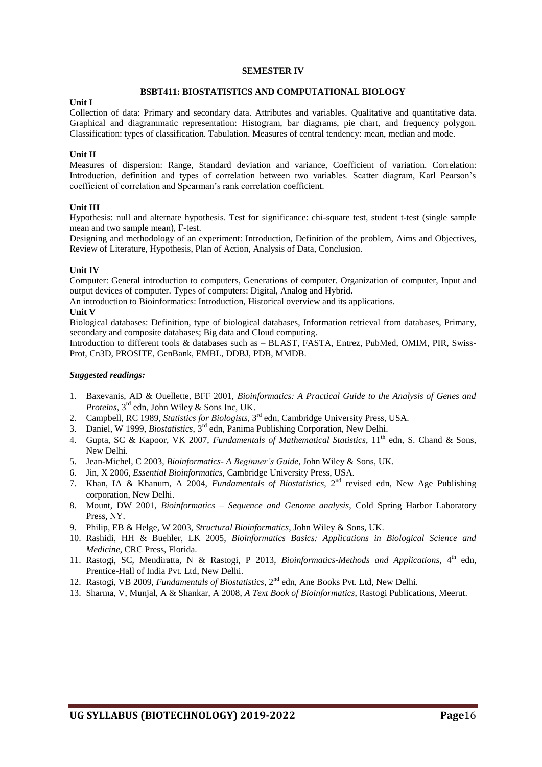## SEMESTER IV

### BSBT411: BIOSTATISTICS AND COMPUTATIONAL BIOLOGY

**Unit I**

Collection of data: Primary and secondary data. Attributes and variables. Qualitative and quantitative data. Graphical and diagrammatic representation: Histogram, bar diagrams, pie chart, and frequency polygon. Classification: types of classification. Tabulation. Measures of central tendency: mean, median and mode.

**Unit II**

Measures of dispersion: Range, Standard deviation and variance, Coefficient of variation. Correlation: Introduction, definition and types of correlation between two variables. Scatter diagram, Karl Pearson's coefficient of correlation and Spearman's rank correlation coefficient.

**Unit III**

Hypothesis: null and alternate hypothesis. Test for significance: chi-square test, student t-test (single sample mean and two sample mean), F-test.

Designing and methodology of an experiment: Introduction, Definition of the problem, Aims and Objectives, Review of Literature, Hypothesis, Plan of Action, Analysis of Data, Conclusion.

**Unit IV**

Computer: General introduction to computers, Generations of computer. Organization of computer, Input and output devices of computer. Types of computers: Digital, Analog and Hybrid.

An introduction to Bioinformatics: Introduction, Historical overview and its applications.

**Unit V**

Biological databases: Definition, type of biological databases, Information retrieval from databases, Primary, secondary and composite databases; Big data and Cloud computing.

Introduction to different tools & databases such as – BLAST, FASTA, Entrez, PubMed, OMIM, PIR, Swiss-Prot, Cn3D, PROSITE, GenBank, EMBL, DDBJ, PDB, MMDB.

***Suggested readings:***

1. Baxevanis, AD & Ouellette, BFF 2001, *Bioinformatics: A Practical Guide to the Analysis of Genes and Proteins*, 3rd edn, John Wiley & Sons Inc, UK.
2. Campbell, RC 1989, *Statistics for Biologists*, 3rd edn, Cambridge University Press, USA.
3. Daniel, W 1999, *Biostatistics*, 3rd edn, Panima Publishing Corporation, New Delhi.
4. Gupta, SC & Kapoor, VK 2007, *Fundamentals of Mathematical Statistics*, 11th edn, S. Chand & Sons, New Delhi.
5. Jean-Michel, C 2003, *Bioinformatics- A Beginner's Guide*, John Wiley & Sons, UK.
6. Jin, X 2006, *Essential Bioinformatics*, Cambridge University Press, USA.
7. Khan, IA & Khanum, A 2004, *Fundamentals of Biostatistics*, 2nd revised edn, New Age Publishing corporation, New Delhi.
8. Mount, DW 2001, *Bioinformatics – Sequence and Genome analysis*, Cold Spring Harbor Laboratory Press, NY.
9. Philip, EB & Helge, W 2003, *Structural Bioinformatics*, John Wiley & Sons, UK.
10. Rashidi, HH & Buehler, LK 2005, *Bioinformatics Basics: Applications in Biological Science and Medicine*, CRC Press, Florida.
11. Rastogi, SC, Mendiratta, N & Rastogi, P 2013, *Bioinformatics-Methods and Applications*, 4th edn, Prentice-Hall of India Pvt. Ltd, New Delhi.
12. Rastogi, VB 2009, *Fundamentals of Biostatistics*, 2nd edn, Ane Books Pvt. Ltd, New Delhi.
13. Sharma, V, Munjal, A & Shankar, A 2008, *A Text Book of Bioinformatics*, Rastogi Publications, Meerut.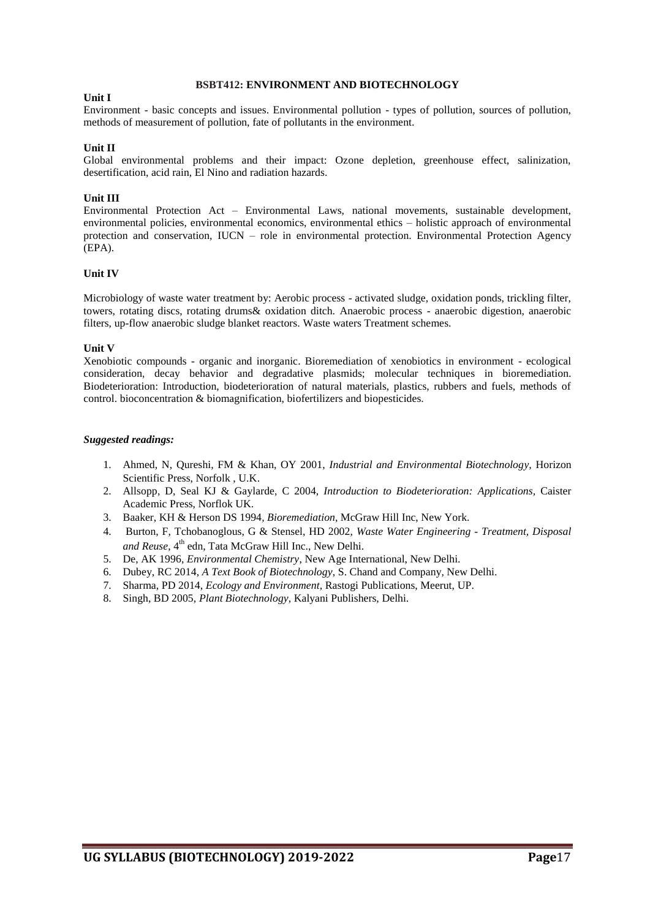## BSBT412: ENVIRONMENT AND BIOTECHNOLOGY

**Unit I**

Environment - basic concepts and issues. Environmental pollution - types of pollution, sources of pollution, methods of measurement of pollution, fate of pollutants in the environment.

**Unit II**

Global environmental problems and their impact: Ozone depletion, greenhouse effect, salinization, desertification, acid rain, El Nino and radiation hazards.

**Unit III**

Environmental Protection Act – Environmental Laws, national movements, sustainable development, environmental policies, environmental economics, environmental ethics – holistic approach of environmental protection and conservation, IUCN – role in environmental protection. Environmental Protection Agency (EPA).

**Unit IV**

Microbiology of waste water treatment by: Aerobic process - activated sludge, oxidation ponds, trickling filter, towers, rotating discs, rotating drums& oxidation ditch. Anaerobic process - anaerobic digestion, anaerobic filters, up-flow anaerobic sludge blanket reactors. Waste waters Treatment schemes.

**Unit V**

Xenobiotic compounds - organic and inorganic. Bioremediation of xenobiotics in environment - ecological consideration, decay behavior and degradative plasmids; molecular techniques in bioremediation. Biodeterioration: Introduction, biodeterioration of natural materials, plastics, rubbers and fuels, methods of control. bioconcentration & biomagnification, biofertilizers and biopesticides.

***Suggested readings:***

1. Ahmed, N, Qureshi, FM & Khan, OY 2001, *Industrial and Environmental Biotechnology*, Horizon Scientific Press, Norfolk , U.K.
2. Allsopp, D, Seal KJ & Gaylarde, C 2004, *Introduction to Biodeterioration: Applications*, Caister Academic Press, Norflok UK.
3. Baaker, KH & Herson DS 1994, *Bioremediation*, McGraw Hill Inc, New York.
4. Burton, F, Tchobanoglous, G & Stensel, HD 2002, *Waste Water Engineering - Treatment, Disposal and Reuse*, 4th edn, Tata McGraw Hill Inc., New Delhi.
5. De, AK 1996, *Environmental Chemistry*, New Age International, New Delhi.
6. Dubey, RC 2014, *A Text Book of Biotechnology*, S. Chand and Company, New Delhi.
7. Sharma, PD 2014, *Ecology and Environment*, Rastogi Publications, Meerut, UP.
8. Singh, BD 2005, *Plant Biotechnology*, Kalyani Publishers, Delhi.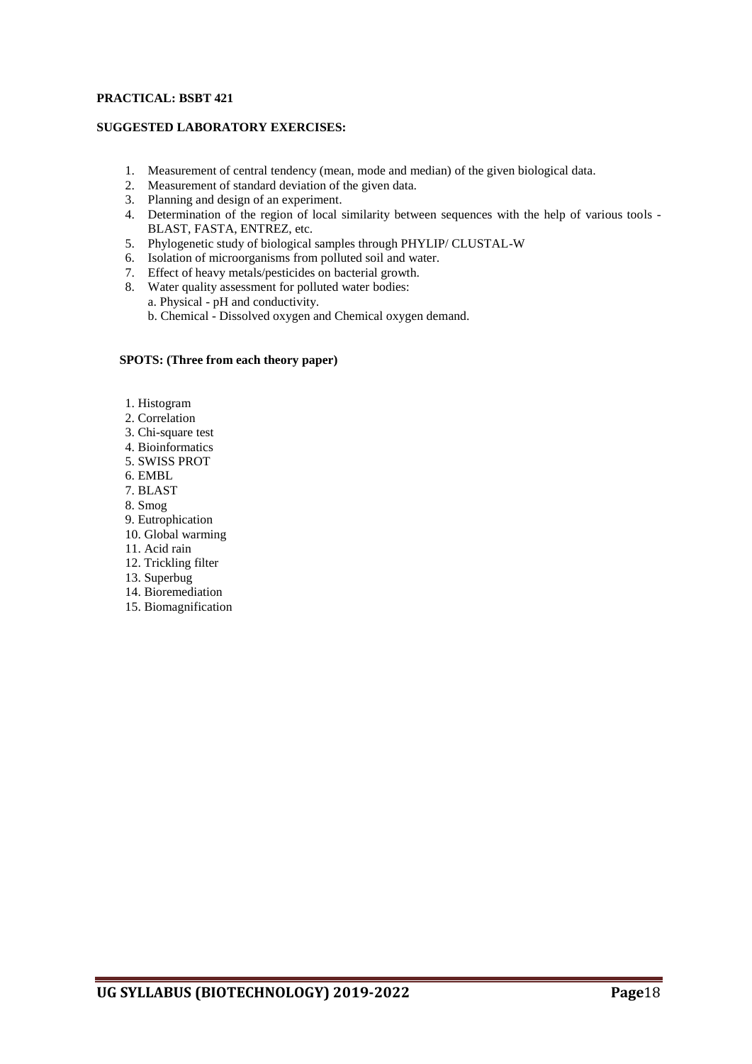**PRACTICAL: BSBT 421**

**SUGGESTED LABORATORY EXERCISES:**

1. Measurement of central tendency (mean, mode and median) of the given biological data.
2. Measurement of standard deviation of the given data.
3. Planning and design of an experiment.
4. Determination of the region of local similarity between sequences with the help of various tools - BLAST, FASTA, ENTREZ, etc.
5. Phylogenetic study of biological samples through PHYLIP/ CLUSTAL-W
6. Isolation of microorganisms from polluted soil and water.
7. Effect of heavy metals/pesticides on bacterial growth.
8. Water quality assessment for polluted water bodies:
   a. Physical - pH and conductivity.
   b. Chemical - Dissolved oxygen and Chemical oxygen demand.

**SPOTS: (Three from each theory paper)**

1. Histogram
2. Correlation
3. Chi-square test
4. Bioinformatics
5. SWISS PROT
6. EMBL
7. BLAST
8. Smog
9. Eutrophication
10. Global warming
11. Acid rain
12. Trickling filter
13. Superbug
14. Bioremediation
15. Biomagnification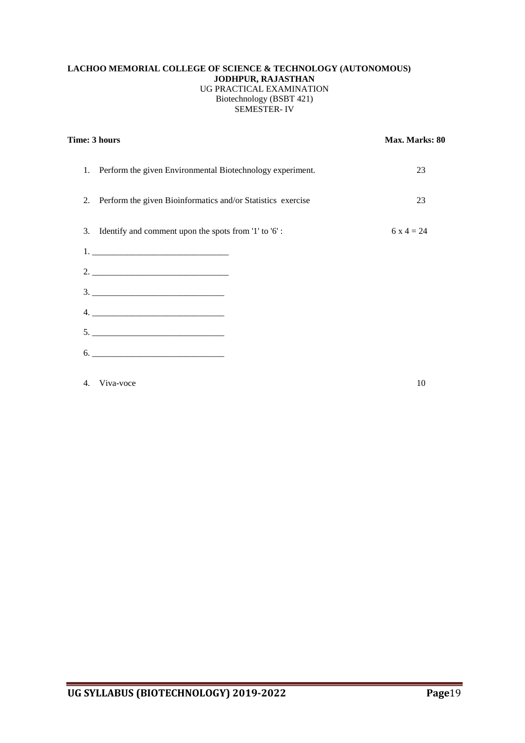**LACHOO MEMORIAL COLLEGE OF SCIENCE & TECHNOLOGY (AUTONOMOUS)**
**JODHPUR, RAJASTHAN**
UG PRACTICAL EXAMINATION
Biotechnology (BSBT 421)
SEMESTER- IV

**Time: 3 hours** **Max. Marks: 80**

| | | |
|---|---|---|
| 1. | Perform the given Environmental Biotechnology experiment. | 23 |
| 2. | Perform the given Bioinformatics and/or Statistics exercise | 23 |
| 3. | Identify and comment upon the spots from '1' to '6' : | 6 x 4 = 24 |

1. ______________________________
2. ______________________________
3. ______________________________
4. ______________________________
5. ______________________________
6. ______________________________

| | | |
|---|---|---|
| 4. | Viva-voce | 10 |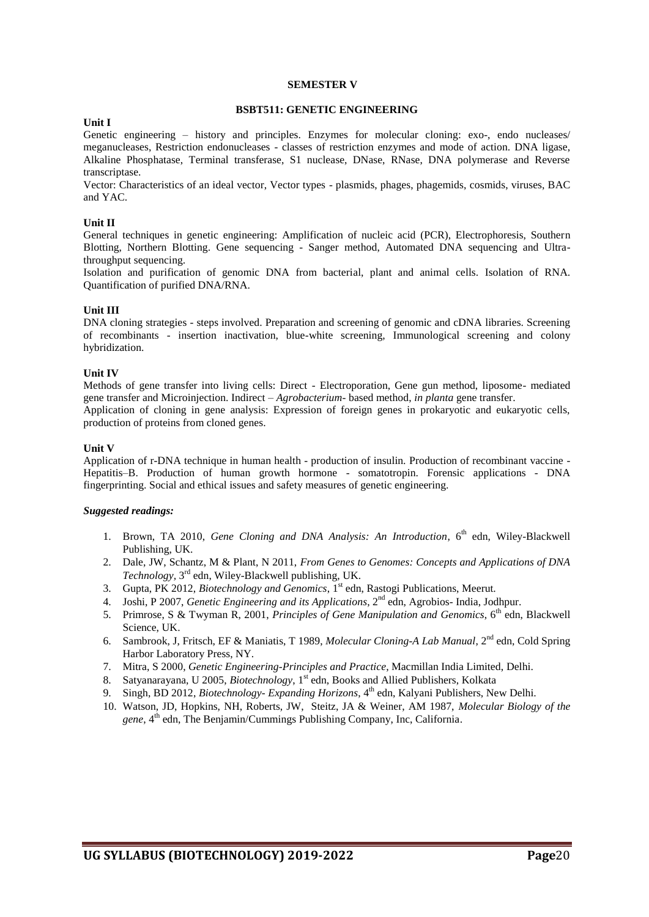**SEMESTER V**

**BSBT511: GENETIC ENGINEERING**

**Unit I**

Genetic engineering – history and principles. Enzymes for molecular cloning: exo-, endo nucleases/ meganucleases, Restriction endonucleases - classes of restriction enzymes and mode of action. DNA ligase, Alkaline Phosphatase, Terminal transferase, S1 nuclease, DNase, RNase, DNA polymerase and Reverse transcriptase.

Vector: Characteristics of an ideal vector, Vector types - plasmids, phages, phagemids, cosmids, viruses, BAC and YAC.

**Unit II**

General techniques in genetic engineering: Amplification of nucleic acid (PCR), Electrophoresis, Southern Blotting, Northern Blotting. Gene sequencing - Sanger method, Automated DNA sequencing and Ultra-throughput sequencing.

Isolation and purification of genomic DNA from bacterial, plant and animal cells. Isolation of RNA. Quantification of purified DNA/RNA.

**Unit III**

DNA cloning strategies - steps involved. Preparation and screening of genomic and cDNA libraries. Screening of recombinants - insertion inactivation, blue-white screening, Immunological screening and colony hybridization.

**Unit IV**

Methods of gene transfer into living cells: Direct - Electroporation, Gene gun method, liposome- mediated gene transfer and Microinjection. Indirect – *Agrobacterium*- based method, *in planta* gene transfer.

Application of cloning in gene analysis: Expression of foreign genes in prokaryotic and eukaryotic cells, production of proteins from cloned genes.

**Unit V**

Application of r-DNA technique in human health - production of insulin. Production of recombinant vaccine - Hepatitis–B. Production of human growth hormone - somatotropin. Forensic applications - DNA fingerprinting. Social and ethical issues and safety measures of genetic engineering.

***Suggested readings:***

1. Brown, TA 2010, *Gene Cloning and DNA Analysis: An Introduction*, 6th edn, Wiley-Blackwell Publishing, UK.
2. Dale, JW, Schantz, M & Plant, N 2011, *From Genes to Genomes: Concepts and Applications of DNA Technology,* 3rd edn, Wiley-Blackwell publishing, UK.
3. Gupta, PK 2012, *Biotechnology and Genomics*, 1st edn, Rastogi Publications, Meerut.
4. Joshi, P 2007, *Genetic Engineering and its Applications*, 2nd edn, Agrobios- India, Jodhpur.
5. Primrose, S & Twyman R, 2001, *Principles of Gene Manipulation and Genomics*, 6th edn, Blackwell Science, UK.
6. Sambrook, J, Fritsch, EF & Maniatis, T 1989, *Molecular Cloning-A Lab Manual*, 2nd edn, Cold Spring Harbor Laboratory Press, NY.
7. Mitra, S 2000, *Genetic Engineering-Principles and Practice*, Macmillan India Limited, Delhi.
8. Satyanarayana, U 2005, *Biotechnology*, 1st edn, Books and Allied Publishers, Kolkata
9. Singh, BD 2012, *Biotechnology- Expanding Horizons*, 4th edn, Kalyani Publishers, New Delhi.
10. Watson, JD, Hopkins, NH, Roberts, JW, Steitz, JA & Weiner, AM 1987, *Molecular Biology of the gene*, 4th edn, The Benjamin/Cummings Publishing Company, Inc, California.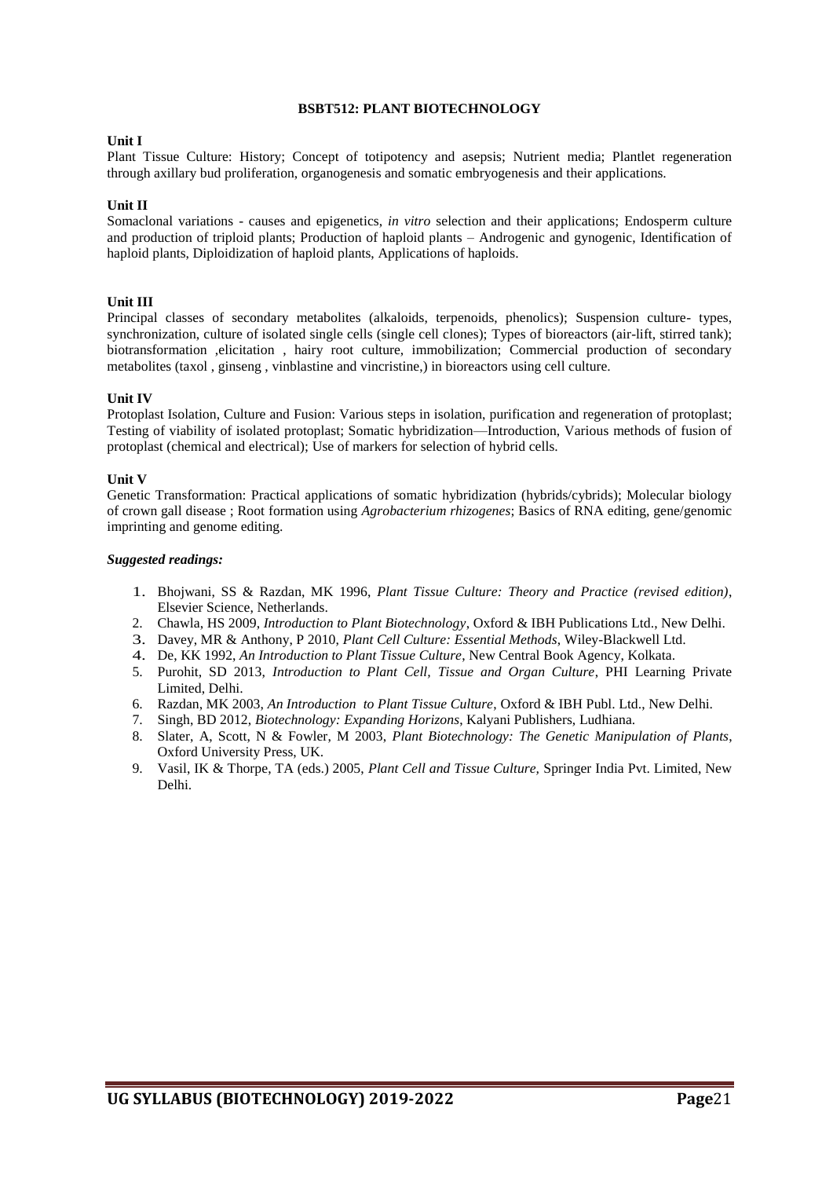# BSBT512: PLANT BIOTECHNOLOGY

**Unit I**

Plant Tissue Culture: History; Concept of totipotency and asepsis; Nutrient media; Plantlet regeneration through axillary bud proliferation, organogenesis and somatic embryogenesis and their applications.

**Unit II**

Somaclonal variations - causes and epigenetics, *in vitro* selection and their applications; Endosperm culture and production of triploid plants; Production of haploid plants – Androgenic and gynogenic, Identification of haploid plants, Diploidization of haploid plants, Applications of haploids.

**Unit III**

Principal classes of secondary metabolites (alkaloids, terpenoids, phenolics); Suspension culture- types, synchronization, culture of isolated single cells (single cell clones); Types of bioreactors (air-lift, stirred tank); biotransformation ,elicitation , hairy root culture, immobilization; Commercial production of secondary metabolites (taxol , ginseng , vinblastine and vincristine,) in bioreactors using cell culture.

**Unit IV**

Protoplast Isolation, Culture and Fusion: Various steps in isolation, purification and regeneration of protoplast; Testing of viability of isolated protoplast; Somatic hybridization—Introduction, Various methods of fusion of protoplast (chemical and electrical); Use of markers for selection of hybrid cells.

**Unit V**

Genetic Transformation: Practical applications of somatic hybridization (hybrids/cybrids); Molecular biology of crown gall disease ; Root formation using *Agrobacterium rhizogenes*; Basics of RNA editing, gene/genomic imprinting and genome editing.

***Suggested readings:***

1. Bhojwani, SS & Razdan, MK 1996, *Plant Tissue Culture: Theory and Practice (revised edition)*, Elsevier Science, Netherlands.
2. Chawla, HS 2009, *Introduction to Plant Biotechnology*, Oxford & IBH Publications Ltd., New Delhi.
3. Davey, MR & Anthony, P 2010, *Plant Cell Culture: Essential Methods*, Wiley-Blackwell Ltd.
4. De, KK 1992, *An Introduction to Plant Tissue Culture*, New Central Book Agency, Kolkata.
5. Purohit, SD 2013, *Introduction to Plant Cell, Tissue and Organ Culture*, PHI Learning Private Limited, Delhi.
6. Razdan, MK 2003, *An Introduction to Plant Tissue Culture*, Oxford & IBH Publ. Ltd., New Delhi.
7. Singh, BD 2012, *Biotechnology: Expanding Horizons*, Kalyani Publishers, Ludhiana.
8. Slater, A, Scott, N & Fowler, M 2003, *Plant Biotechnology: The Genetic Manipulation of Plants*, Oxford University Press, UK.
9. Vasil, IK & Thorpe, TA (eds.) 2005, *Plant Cell and Tissue Culture*, Springer India Pvt. Limited, New Delhi.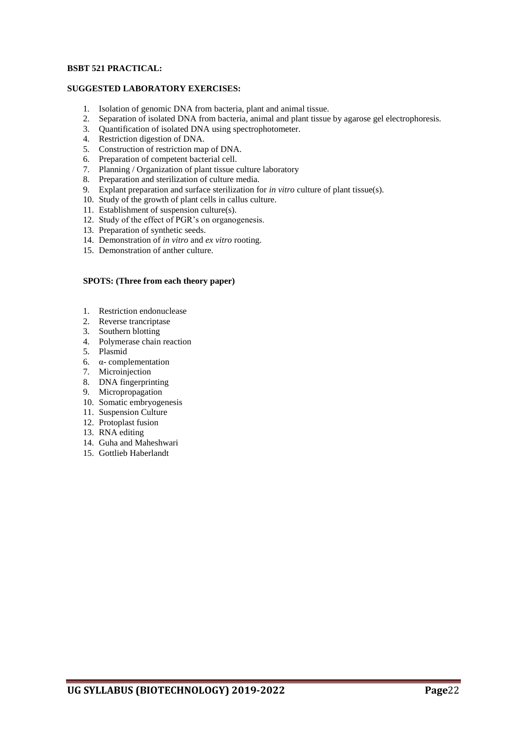**BSBT 521 PRACTICAL:**

**SUGGESTED LABORATORY EXERCISES:**

1. Isolation of genomic DNA from bacteria, plant and animal tissue.
2. Separation of isolated DNA from bacteria, animal and plant tissue by agarose gel electrophoresis.
3. Quantification of isolated DNA using spectrophotometer.
4. Restriction digestion of DNA.
5. Construction of restriction map of DNA.
6. Preparation of competent bacterial cell.
7. Planning / Organization of plant tissue culture laboratory
8. Preparation and sterilization of culture media.
9. Explant preparation and surface sterilization for *in vitro* culture of plant tissue(s).
10. Study of the growth of plant cells in callus culture.
11. Establishment of suspension culture(s).
12. Study of the effect of PGR's on organogenesis.
13. Preparation of synthetic seeds.
14. Demonstration of *in vitro* and *ex vitro* rooting.
15. Demonstration of anther culture.

**SPOTS: (Three from each theory paper)**

1. Restriction endonuclease
2. Reverse trancriptase
3. Southern blotting
4. Polymerase chain reaction
5. Plasmid
6. α- complementation
7. Microinjection
8. DNA fingerprinting
9. Micropropagation
10. Somatic embryogenesis
11. Suspension Culture
12. Protoplast fusion
13. RNA editing
14. Guha and Maheshwari
15. Gottlieb Haberlandt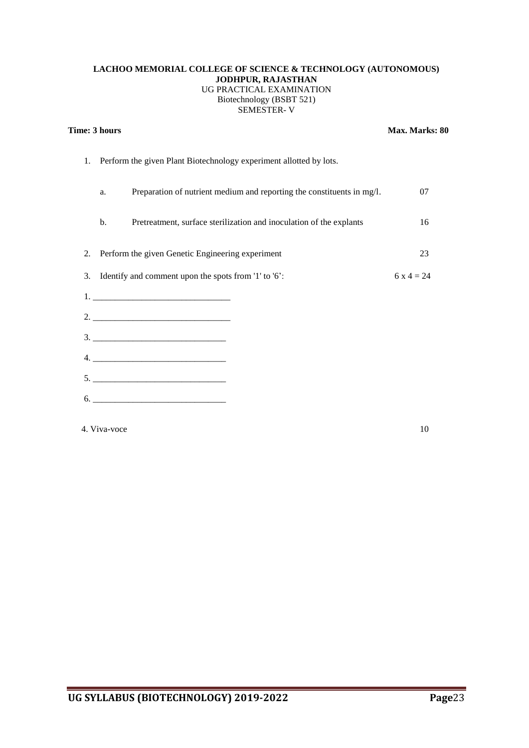**LACHOO MEMORIAL COLLEGE OF SCIENCE & TECHNOLOGY (AUTONOMOUS)**
**JODHPUR, RAJASTHAN**
UG PRACTICAL EXAMINATION
Biotechnology (BSBT 521)
SEMESTER- V

**Time: 3 hours** **Max. Marks: 80**

1. Perform the given Plant Biotechnology experiment allotted by lots.

   a. Preparation of nutrient medium and reporting the constituents in mg/l. 07

   b. Pretreatment, surface sterilization and inoculation of the explants 16

2. Perform the given Genetic Engineering experiment 23

3. Identify and comment upon the spots from '1' to '6': $6 \times 4 = 24$

1. ______________________________
2. ______________________________
3. ______________________________
4. ______________________________
5. ______________________________
6. ______________________________

4. Viva-voce 10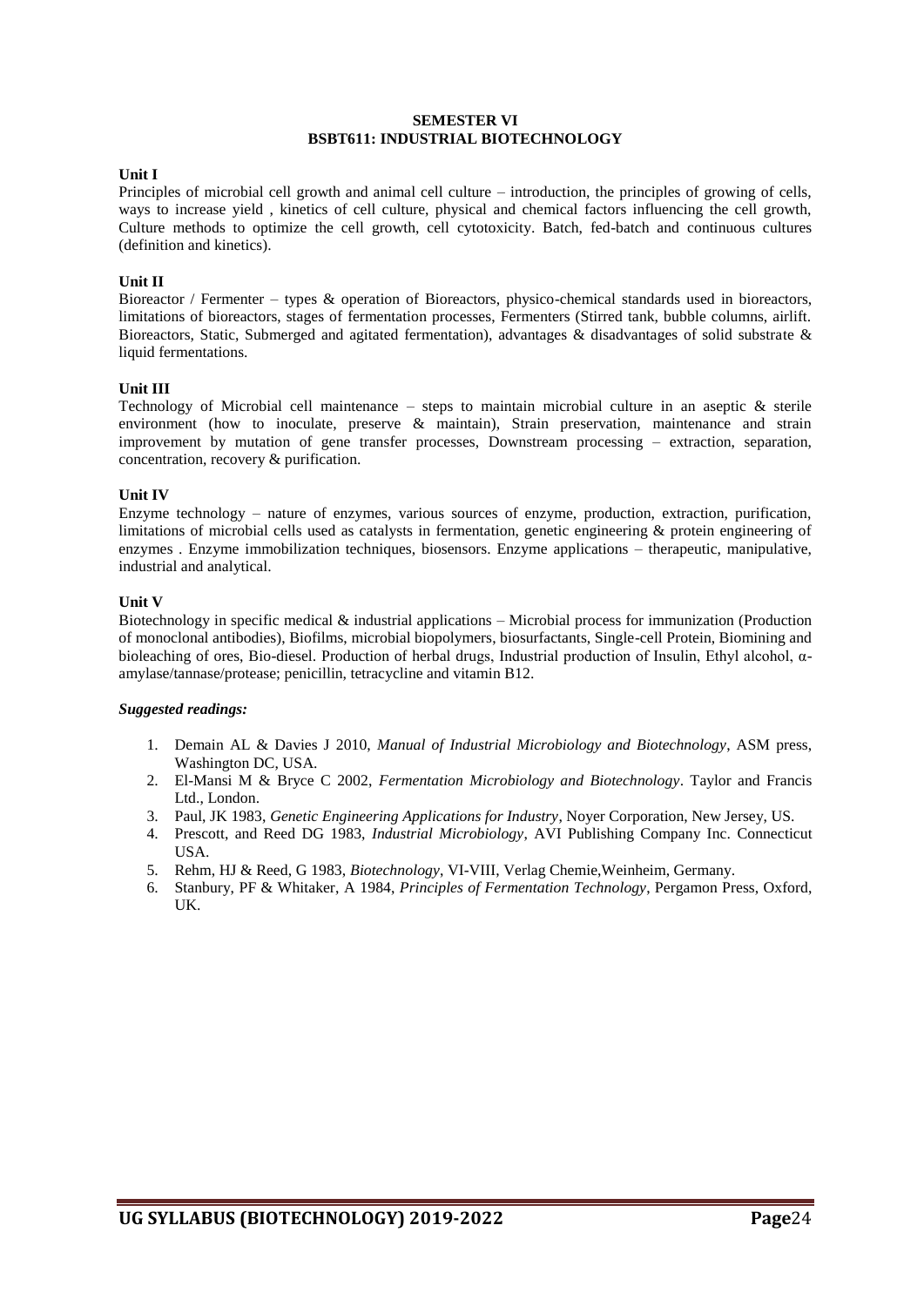# SEMESTER VI
## BSBT611: INDUSTRIAL BIOTECHNOLOGY

**Unit I**

Principles of microbial cell growth and animal cell culture – introduction, the principles of growing of cells, ways to increase yield , kinetics of cell culture, physical and chemical factors influencing the cell growth, Culture methods to optimize the cell growth, cell cytotoxicity. Batch, fed-batch and continuous cultures (definition and kinetics).

**Unit II**

Bioreactor / Fermenter – types & operation of Bioreactors, physico-chemical standards used in bioreactors, limitations of bioreactors, stages of fermentation processes, Fermenters (Stirred tank, bubble columns, airlift. Bioreactors, Static, Submerged and agitated fermentation), advantages & disadvantages of solid substrate & liquid fermentations.

**Unit III**

Technology of Microbial cell maintenance – steps to maintain microbial culture in an aseptic & sterile environment (how to inoculate, preserve & maintain), Strain preservation, maintenance and strain improvement by mutation of gene transfer processes, Downstream processing – extraction, separation, concentration, recovery & purification.

**Unit IV**

Enzyme technology – nature of enzymes, various sources of enzyme, production, extraction, purification, limitations of microbial cells used as catalysts in fermentation, genetic engineering & protein engineering of enzymes . Enzyme immobilization techniques, biosensors. Enzyme applications – therapeutic, manipulative, industrial and analytical.

**Unit V**

Biotechnology in specific medical & industrial applications – Microbial process for immunization (Production of monoclonal antibodies), Biofilms, microbial biopolymers, biosurfactants, Single-cell Protein, Biomining and bioleaching of ores, Bio-diesel. Production of herbal drugs, Industrial production of Insulin, Ethyl alcohol, α-amylase/tannase/protease; penicillin, tetracycline and vitamin B12.

***Suggested readings:***

1. Demain AL & Davies J 2010, *Manual of Industrial Microbiology and Biotechnology*, ASM press, Washington DC, USA.
2. El-Mansi M & Bryce C 2002, *Fermentation Microbiology and Biotechnology*. Taylor and Francis Ltd., London.
3. Paul, JK 1983, *Genetic Engineering Applications for Industry*, Noyer Corporation, New Jersey, US.
4. Prescott, and Reed DG 1983, *Industrial Microbiology*, AVI Publishing Company Inc. Connecticut USA.
5. Rehm, HJ & Reed, G 1983, *Biotechnology*, VI-VIII, Verlag Chemie,Weinheim, Germany.
6. Stanbury, PF & Whitaker, A 1984, *Principles of Fermentation Technology*, Pergamon Press, Oxford, UK.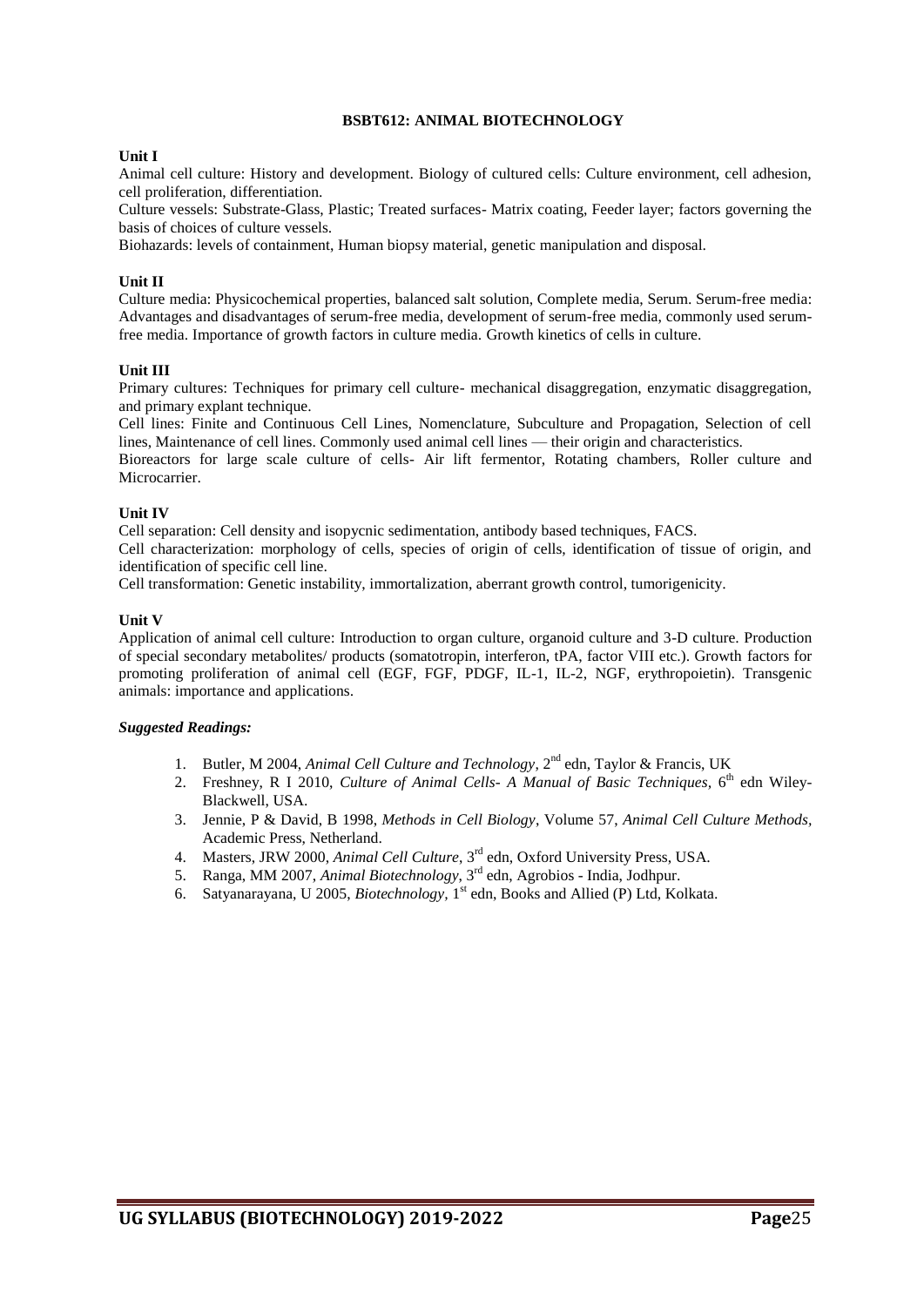## BSBT612: ANIMAL BIOTECHNOLOGY

**Unit I**

Animal cell culture: History and development. Biology of cultured cells: Culture environment, cell adhesion, cell proliferation, differentiation.

Culture vessels: Substrate-Glass, Plastic; Treated surfaces- Matrix coating, Feeder layer; factors governing the basis of choices of culture vessels.

Biohazards: levels of containment, Human biopsy material, genetic manipulation and disposal.

**Unit II**

Culture media: Physicochemical properties, balanced salt solution, Complete media, Serum. Serum-free media: Advantages and disadvantages of serum-free media, development of serum-free media, commonly used serum-free media. Importance of growth factors in culture media. Growth kinetics of cells in culture.

**Unit III**

Primary cultures: Techniques for primary cell culture- mechanical disaggregation, enzymatic disaggregation, and primary explant technique.

Cell lines: Finite and Continuous Cell Lines, Nomenclature, Subculture and Propagation, Selection of cell lines, Maintenance of cell lines. Commonly used animal cell lines — their origin and characteristics.

Bioreactors for large scale culture of cells- Air lift fermentor, Rotating chambers, Roller culture and Microcarrier.

**Unit IV**

Cell separation: Cell density and isopycnic sedimentation, antibody based techniques, FACS.

Cell characterization: morphology of cells, species of origin of cells, identification of tissue of origin, and identification of specific cell line.

Cell transformation: Genetic instability, immortalization, aberrant growth control, tumorigenicity.

**Unit V**

Application of animal cell culture: Introduction to organ culture, organoid culture and 3-D culture. Production of special secondary metabolites/ products (somatotropin, interferon, tPA, factor VIII etc.). Growth factors for promoting proliferation of animal cell (EGF, FGF, PDGF, IL-1, IL-2, NGF, erythropoietin). Transgenic animals: importance and applications.

***Suggested Readings:***

1. Butler, M 2004, *Animal Cell Culture and Technology*, 2nd edn, Taylor & Francis, UK
2. Freshney, R I 2010, *Culture of Animal Cells- A Manual of Basic Techniques,* 6th edn Wiley-Blackwell, USA.
3. Jennie, P & David, B 1998, *Methods in Cell Biology*, Volume 57, *Animal Cell Culture Methods*, Academic Press, Netherland.
4. Masters, JRW 2000, *Animal Cell Culture*, 3rd edn, Oxford University Press, USA.
5. Ranga, MM 2007, *Animal Biotechnology*, 3rd edn, Agrobios - India, Jodhpur.
6. Satyanarayana, U 2005, *Biotechnology*, 1st edn, Books and Allied (P) Ltd, Kolkata.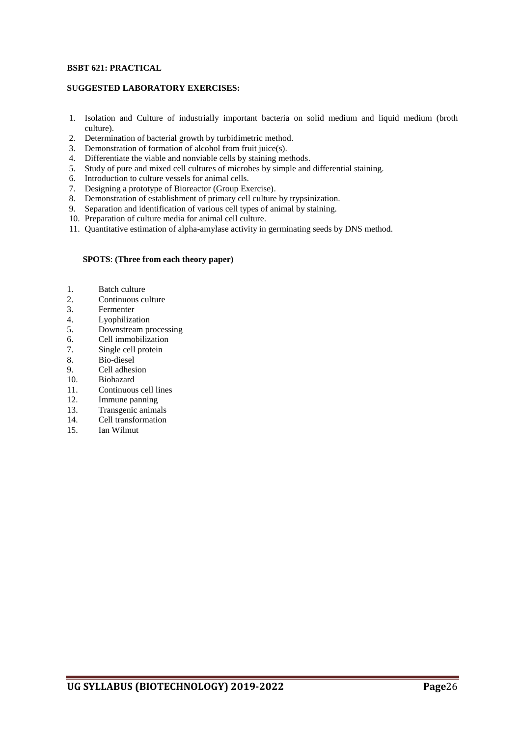**BSBT 621: PRACTICAL**

**SUGGESTED LABORATORY EXERCISES:**

1. Isolation and Culture of industrially important bacteria on solid medium and liquid medium (broth culture).
2. Determination of bacterial growth by turbidimetric method.
3. Demonstration of formation of alcohol from fruit juice(s).
4. Differentiate the viable and nonviable cells by staining methods.
5. Study of pure and mixed cell cultures of microbes by simple and differential staining.
6. Introduction to culture vessels for animal cells.
7. Designing a prototype of Bioreactor (Group Exercise).
8. Demonstration of establishment of primary cell culture by trypsinization.
9. Separation and identification of various cell types of animal by staining.
10. Preparation of culture media for animal cell culture.
11. Quantitative estimation of alpha-amylase activity in germinating seeds by DNS method.

**SPOTS**: **(Three from each theory paper)**

1. Batch culture
2. Continuous culture
3. Fermenter
4. Lyophilization
5. Downstream processing
6. Cell immobilization
7. Single cell protein
8. Bio-diesel
9. Cell adhesion
10. Biohazard
11. Continuous cell lines
12. Immune panning
13. Transgenic animals
14. Cell transformation
15. Ian Wilmut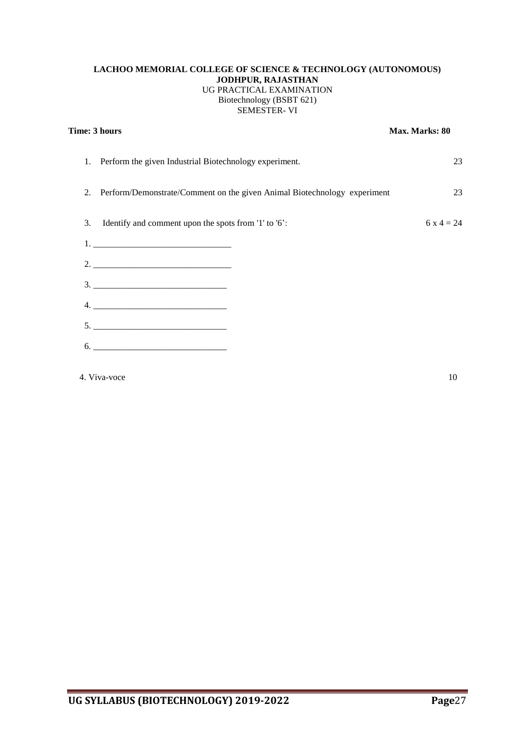**LACHOO MEMORIAL COLLEGE OF SCIENCE & TECHNOLOGY (AUTONOMOUS)**
**JODHPUR, RAJASTHAN**
UG PRACTICAL EXAMINATION
Biotechnology (BSBT 621)
SEMESTER- VI

**Time: 3 hours** **Max. Marks: 80**

| | | |
|---|---|---|
| 1. | Perform the given Industrial Biotechnology experiment. | 23 |
| 2. | Perform/Demonstrate/Comment on the given Animal Biotechnology experiment | 23 |
| 3. | Identify and comment upon the spots from '1' to '6': | 6 x 4 = 24 |

1. ______________________________
2. ______________________________
3. ______________________________
4. ______________________________
5. ______________________________
6. ______________________________

4. Viva-voce 10